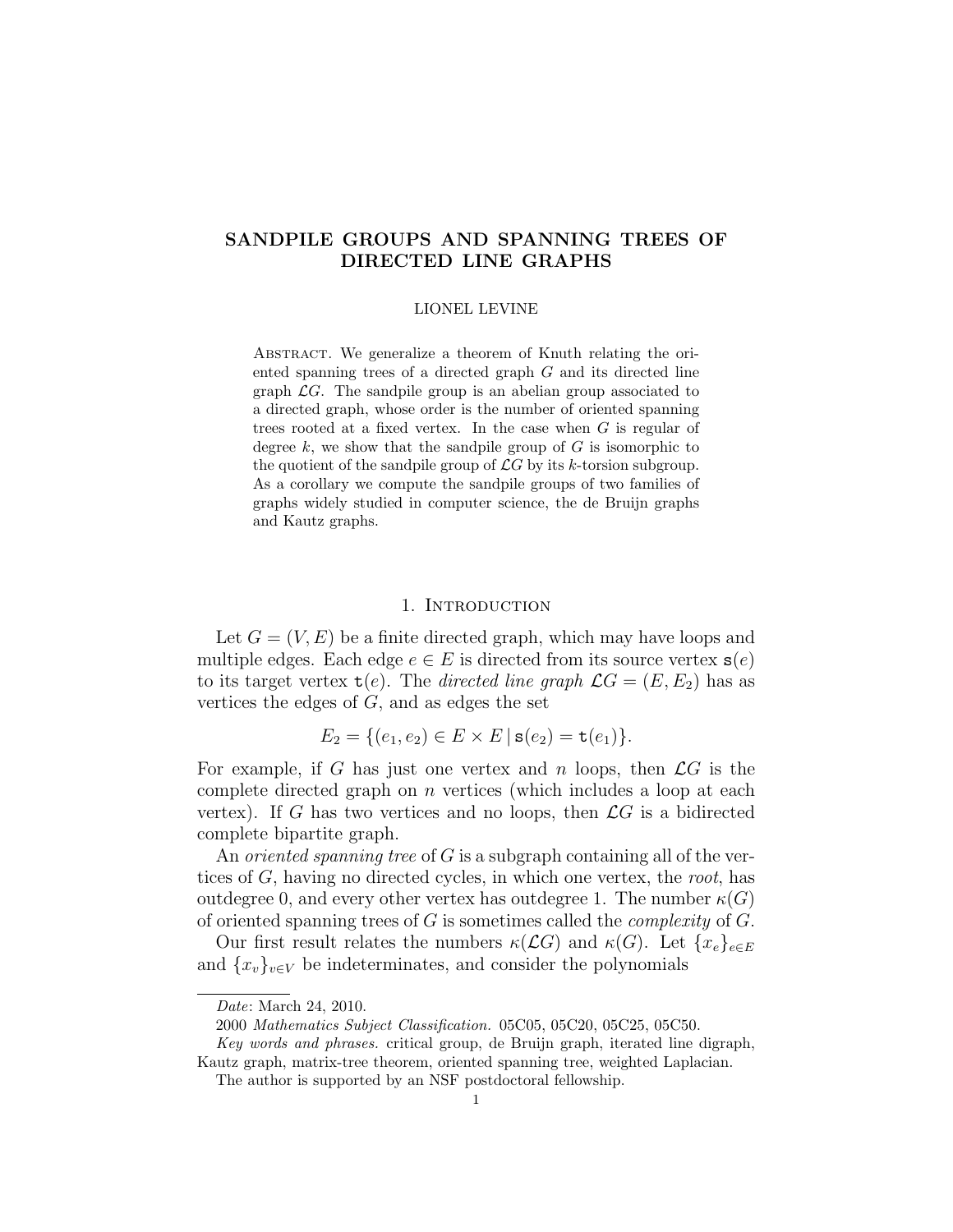# SANDPILE GROUPS AND SPANNING TREES OF DIRECTED LINE GRAPHS

LIONEL LEVINE

Abstract. We generalize a theorem of Knuth relating the oriented spanning trees of a directed graph $G$ and its directed line graph $\mathcal{L}G$. The sandpile group is an abelian group associated to a directed graph, whose order is the number of oriented spanning trees rooted at a fixed vertex. In the case when $G$ is regular of degree $k$, we show that the sandpile group of $G$ is isomorphic to the quotient of the sandpile group of $\mathcal{L}G$ by its $k$-torsion subgroup. As a corollary we compute the sandpile groups of two families of graphs widely studied in computer science, the de Bruijn graphs and Kautz graphs.

## 1. Introduction

Let $G = (V, E)$ be a finite directed graph, which may have loops and multiple edges. Each edge $e \in E$ is directed from its source vertex $\mathtt{s}(e)$ to its target vertex $\mathtt{t}(e)$. The *directed line graph* $\mathcal{L}G = (E, E_2)$ has as vertices the edges of $G$, and as edges the set

$$E_2 = \{(e_1, e_2) \in E \times E \,|\, \mathtt{s}(e_2) = \mathtt{t}(e_1)\}.$$

For example, if $G$ has just one vertex and $n$ loops, then $\mathcal{L}G$ is the complete directed graph on $n$ vertices (which includes a loop at each vertex). If $G$ has two vertices and no loops, then $\mathcal{L}G$ is a bidirected complete bipartite graph.

An *oriented spanning tree* of $G$ is a subgraph containing all of the vertices of $G$, having no directed cycles, in which one vertex, the *root*, has outdegree 0, and every other vertex has outdegree 1. The number $\kappa(G)$ of oriented spanning trees of $G$ is sometimes called the *complexity* of $G$.

Our first result relates the numbers $\kappa(\mathcal{L}G)$ and $\kappa(G)$. Let $\{x_e\}_{e \in E}$ and $\{x_v\}_{v \in V}$ be indeterminates, and consider the polynomials

---

*Date*: March 24, 2010.

2000 *Mathematics Subject Classification.* 05C05, 05C20, 05C25, 05C50.

*Key words and phrases.* critical group, de Bruijn graph, iterated line digraph, Kautz graph, matrix-tree theorem, oriented spanning tree, weighted Laplacian.

The author is supported by an NSF postdoctoral fellowship.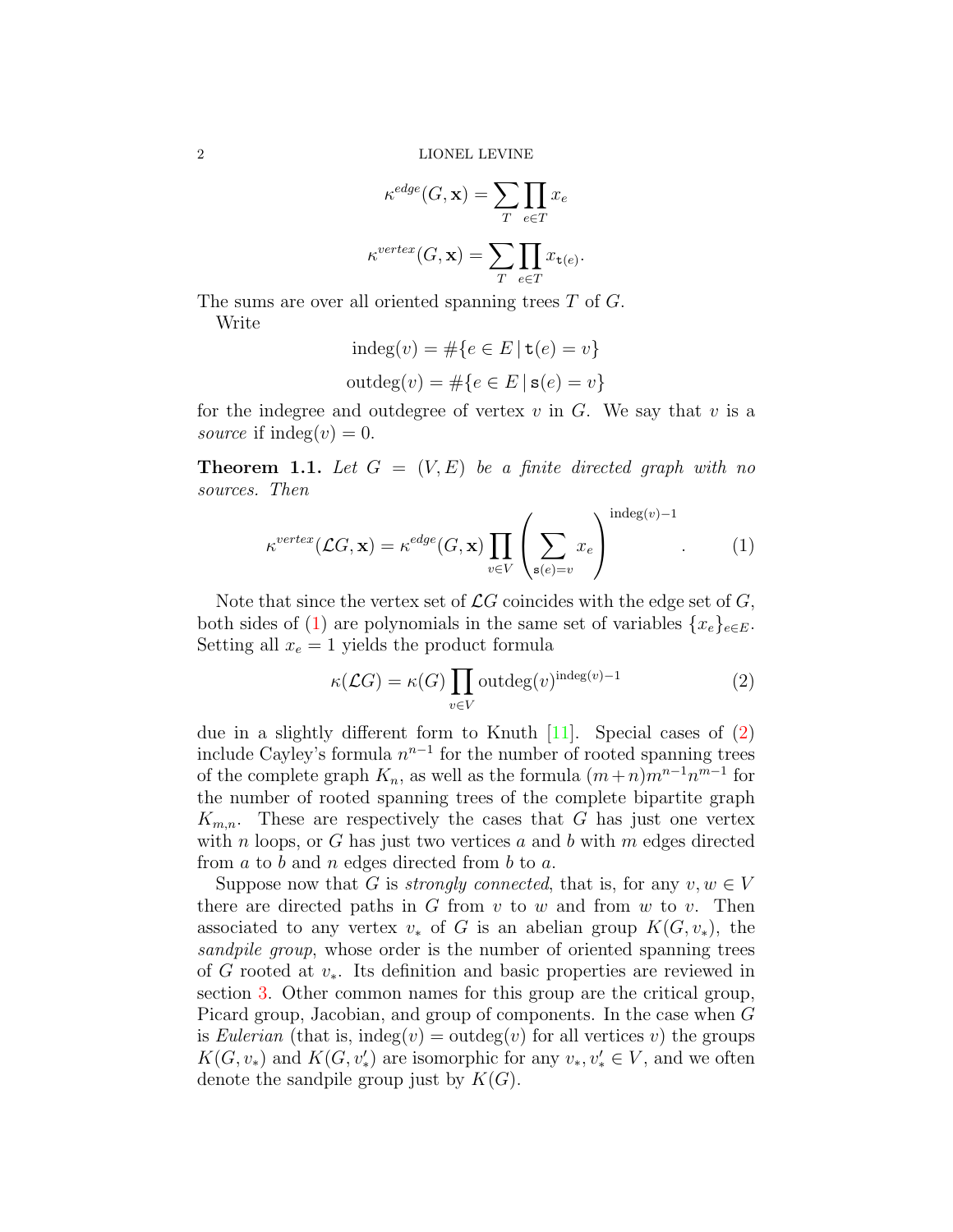$$\kappa^{edge}(G, \mathbf{x}) = \sum_T \prod_{e \in T} x_e$$

$$\kappa^{vertex}(G, \mathbf{x}) = \sum_T \prod_{e \in T} x_{\mathtt{t}(e)}.$$

The sums are over all oriented spanning trees $T$ of $G$.

Write

$$\mathrm{indeg}(v) = \#\{e \in E \,|\, \mathtt{t}(e) = v\}$$

$$\mathrm{outdeg}(v) = \#\{e \in E \,|\, \mathtt{s}(e) = v\}$$

for the indegree and outdegree of vertex $v$ in $G$. We say that $v$ is a *source* if $\mathrm{indeg}(v) = 0$.

**Theorem 1.1.** *Let $G = (V, E)$ be a finite directed graph with no sources. Then*

$$\kappa^{vertex}(\mathcal{L}G, \mathbf{x}) = \kappa^{edge}(G, \mathbf{x}) \prod_{v \in V} \left( \sum_{\mathtt{s}(e)=v} x_e \right)^{\mathrm{indeg}(v)-1}. \tag{1}$$

Note that since the vertex set of $\mathcal{L}G$ coincides with the edge set of $G$, both sides of (1) are polynomials in the same set of variables $\{x_e\}_{e \in E}$. Setting all $x_e = 1$ yields the product formula

$$\kappa(\mathcal{L}G) = \kappa(G) \prod_{v \in V} \mathrm{outdeg}(v)^{\mathrm{indeg}(v)-1} \tag{2}$$

due in a slightly different form to Knuth [11]. Special cases of (2) include Cayley's formula $n^{n-1}$ for the number of rooted spanning trees of the complete graph $K_n$, as well as the formula $(m+n)m^{n-1}n^{m-1}$ for the number of rooted spanning trees of the complete bipartite graph $K_{m,n}$. These are respectively the cases that $G$ has just one vertex with $n$ loops, or $G$ has just two vertices $a$ and $b$ with $m$ edges directed from $a$ to $b$ and $n$ edges directed from $b$ to $a$.

Suppose now that $G$ is *strongly connected*, that is, for any $v, w \in V$ there are directed paths in $G$ from $v$ to $w$ and from $w$ to $v$. Then associated to any vertex $v_*$ of $G$ is an abelian group $K(G, v_*)$, the *sandpile group*, whose order is the number of oriented spanning trees of $G$ rooted at $v_*$. Its definition and basic properties are reviewed in section 3. Other common names for this group are the critical group, Picard group, Jacobian, and group of components. In the case when $G$ is *Eulerian* (that is, $\mathrm{indeg}(v) = \mathrm{outdeg}(v)$ for all vertices $v$) the groups $K(G, v_*)$ and $K(G, v'_*)$ are isomorphic for any $v_*, v'_* \in V$, and we often denote the sandpile group just by $K(G)$.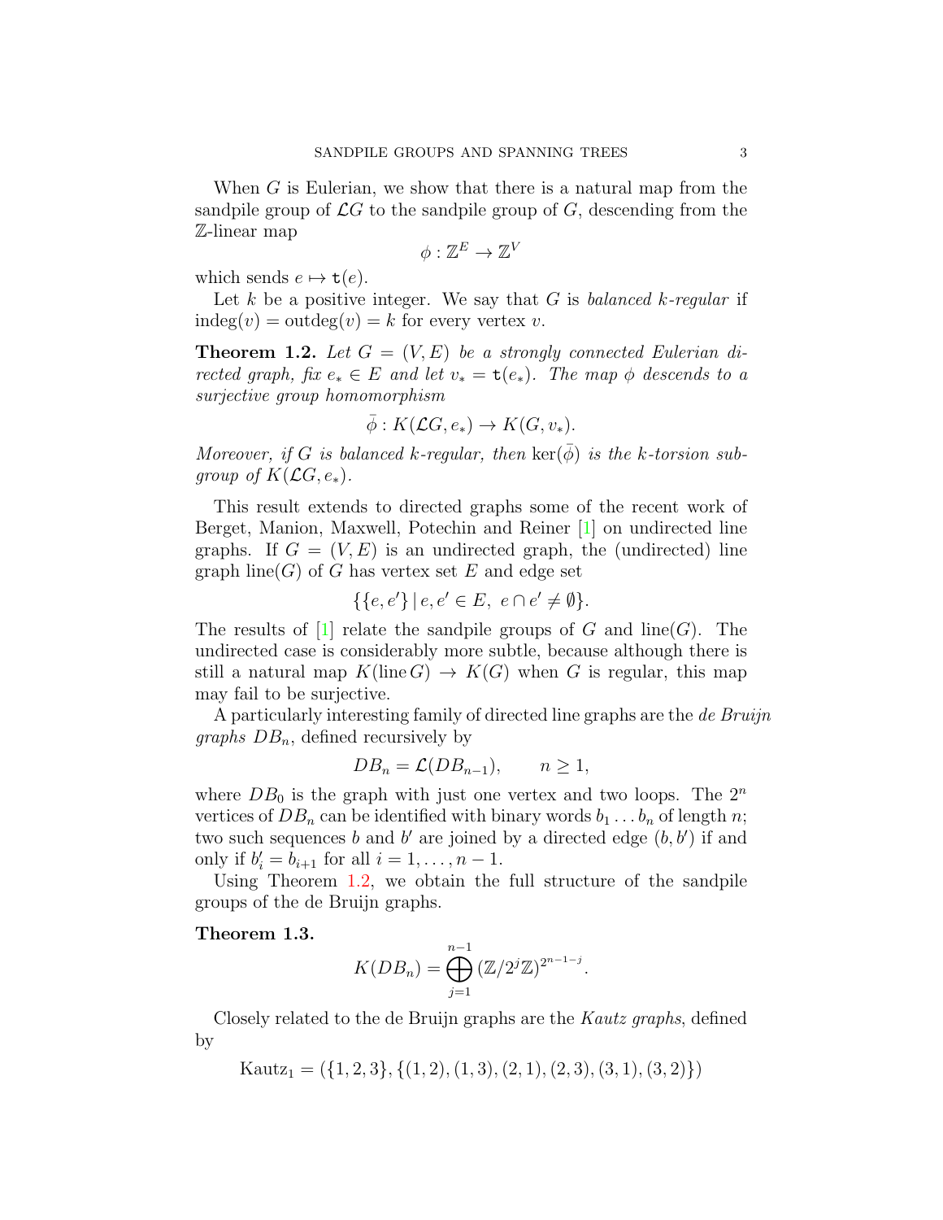When $G$ is Eulerian, we show that there is a natural map from the sandpile group of $\mathcal{L}G$ to the sandpile group of $G$, descending from the $\mathbb{Z}$-linear map

$$\phi : \mathbb{Z}^E \to \mathbb{Z}^V$$

which sends $e \mapsto \mathtt{t}(e)$.

Let $k$ be a positive integer. We say that $G$ is *balanced $k$-regular* if $\text{indeg}(v) = \text{outdeg}(v) = k$ for every vertex $v$.

**Theorem 1.2.** *Let $G = (V, E)$ be a strongly connected Eulerian directed graph, fix $e_* \in E$ and let $v_* = \mathtt{t}(e_*)$. The map $\phi$ descends to a surjective group homomorphism*

$$\bar{\phi} : K(\mathcal{L}G, e_*) \to K(G, v_*).$$

*Moreover, if $G$ is balanced $k$-regular, then $\ker(\bar{\phi})$ is the $k$-torsion subgroup of $K(\mathcal{L}G, e_*)$.*

This result extends to directed graphs some of the recent work of Berget, Manion, Maxwell, Potechin and Reiner [1] on undirected line graphs. If $G = (V, E)$ is an undirected graph, the (undirected) line graph $\text{line}(G)$ of $G$ has vertex set $E$ and edge set

$$\{\{e, e'\} \mid e, e' \in E,\ e \cap e' \neq \emptyset\}.$$

The results of [1] relate the sandpile groups of $G$ and $\text{line}(G)$. The undirected case is considerably more subtle, because although there is still a natural map $K(\text{line}\, G) \to K(G)$ when $G$ is regular, this map may fail to be surjective.

A particularly interesting family of directed line graphs are the *de Bruijn graphs* $DB_n$, defined recursively by

$$DB_n = \mathcal{L}(DB_{n-1}), \qquad n \geq 1,$$

where $DB_0$ is the graph with just one vertex and two loops. The $2^n$ vertices of $DB_n$ can be identified with binary words $b_1 \ldots b_n$ of length $n$; two such sequences $b$ and $b'$ are joined by a directed edge $(b, b')$ if and only if $b'_i = b_{i+1}$ for all $i = 1, \ldots, n-1$.

Using Theorem 1.2, we obtain the full structure of the sandpile groups of the de Bruijn graphs.

**Theorem 1.3.**

$$K(DB_n) = \bigoplus_{j=1}^{n-1} (\mathbb{Z}/2^j\mathbb{Z})^{2^{n-1-j}}.$$

Closely related to the de Bruijn graphs are the *Kautz graphs*, defined by

$$\text{Kautz}_1 = (\{1, 2, 3\}, \{(1, 2), (1, 3), (2, 1), (2, 3), (3, 1), (3, 2)\})$$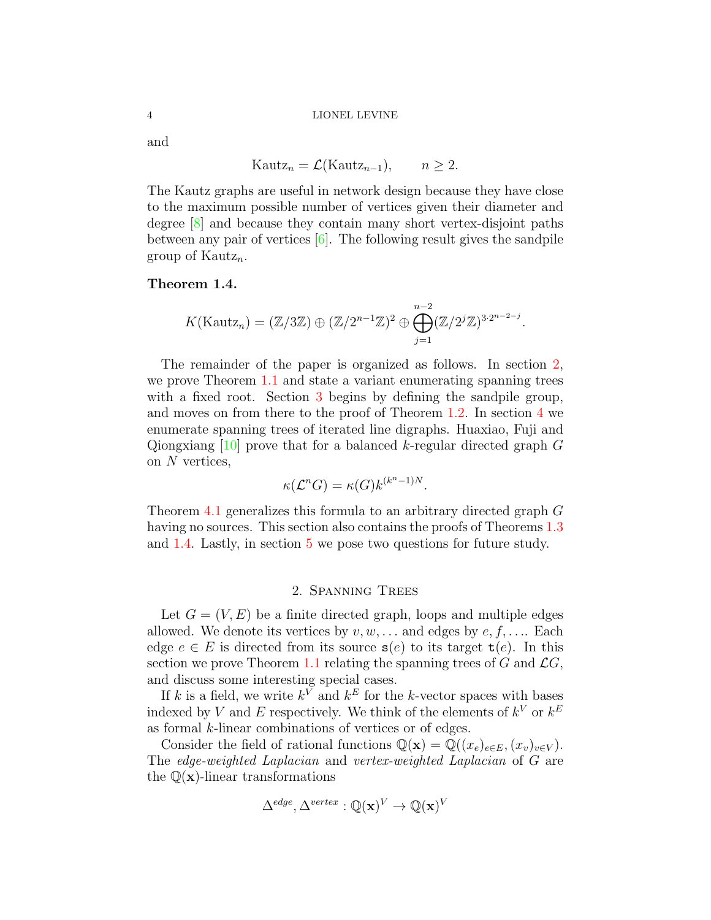and

$$\mathrm{Kautz}_n = \mathcal{L}(\mathrm{Kautz}_{n-1}), \qquad n \geq 2.$$

The Kautz graphs are useful in network design because they have close to the maximum possible number of vertices given their diameter and degree [8] and because they contain many short vertex-disjoint paths between any pair of vertices [6]. The following result gives the sandpile group of $\mathrm{Kautz}_n$.

**Theorem 1.4.**

$$K(\mathrm{Kautz}_n) = (\mathbb{Z}/3\mathbb{Z}) \oplus (\mathbb{Z}/2^{n-1}\mathbb{Z})^2 \oplus \bigoplus_{j=1}^{n-2} (\mathbb{Z}/2^j\mathbb{Z})^{3 \cdot 2^{n-2-j}}.$$

The remainder of the paper is organized as follows. In section 2, we prove Theorem 1.1 and state a variant enumerating spanning trees with a fixed root. Section 3 begins by defining the sandpile group, and moves on from there to the proof of Theorem 1.2. In section 4 we enumerate spanning trees of iterated line digraphs. Huaxiao, Fuji and Qiongxiang [10] prove that for a balanced $k$-regular directed graph $G$ on $N$ vertices,

$$\kappa(\mathcal{L}^n G) = \kappa(G) k^{(k^n - 1)N}.$$

Theorem 4.1 generalizes this formula to an arbitrary directed graph $G$ having no sources. This section also contains the proofs of Theorems 1.3 and 1.4. Lastly, in section 5 we pose two questions for future study.

## 2. Spanning Trees

Let $G = (V, E)$ be a finite directed graph, loops and multiple edges allowed. We denote its vertices by $v, w, \ldots$ and edges by $e, f, \ldots$. Each edge $e \in E$ is directed from its source $\mathtt{s}(e)$ to its target $\mathtt{t}(e)$. In this section we prove Theorem 1.1 relating the spanning trees of $G$ and $\mathcal{L}G$, and discuss some interesting special cases.

If $k$ is a field, we write $k^V$ and $k^E$ for the $k$-vector spaces with bases indexed by $V$ and $E$ respectively. We think of the elements of $k^V$ or $k^E$ as formal $k$-linear combinations of vertices or of edges.

Consider the field of rational functions $\mathbb{Q}(\mathbf{x}) = \mathbb{Q}((x_e)_{e \in E}, (x_v)_{v \in V})$. The *edge-weighted Laplacian* and *vertex-weighted Laplacian* of $G$ are the $\mathbb{Q}(\mathbf{x})$-linear transformations

$$\Delta^{edge}, \Delta^{vertex} : \mathbb{Q}(\mathbf{x})^V \to \mathbb{Q}(\mathbf{x})^V$$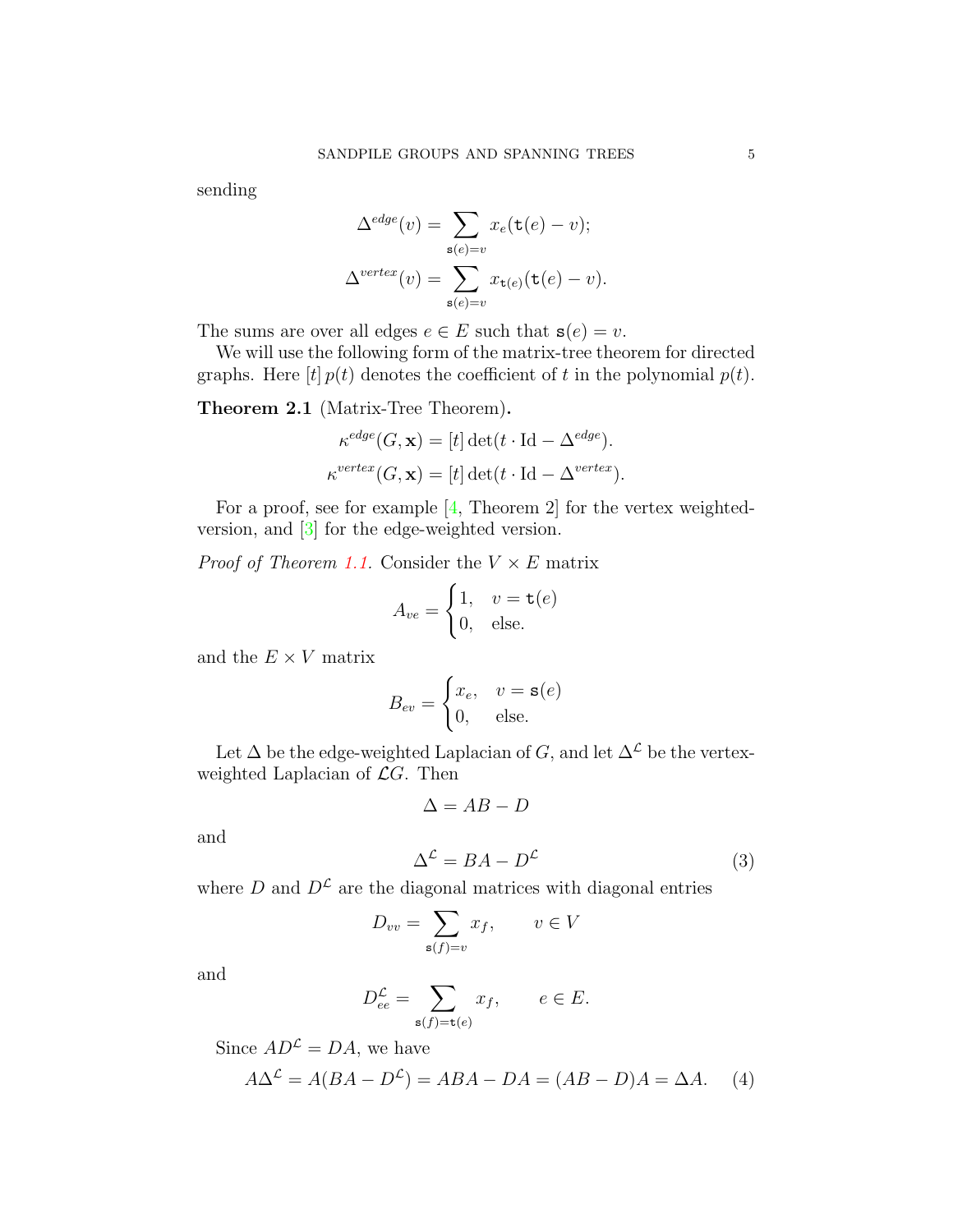sending

$$\Delta^{edge}(v) = \sum_{\mathtt{s}(e)=v} x_e(\mathtt{t}(e) - v);$$

$$\Delta^{vertex}(v) = \sum_{\mathtt{s}(e)=v} x_{\mathtt{t}(e)}(\mathtt{t}(e) - v).$$

The sums are over all edges $e \in E$ such that $\mathtt{s}(e) = v$.

We will use the following form of the matrix-tree theorem for directed graphs. Here $[t]\, p(t)$ denotes the coefficient of $t$ in the polynomial $p(t)$.

**Theorem 2.1** (Matrix-Tree Theorem)**.**

$$\kappa^{edge}(G, \mathbf{x}) = [t] \det(t \cdot \mathrm{Id} - \Delta^{edge}).$$

$$\kappa^{vertex}(G, \mathbf{x}) = [t] \det(t \cdot \mathrm{Id} - \Delta^{vertex}).$$

For a proof, see for example [4, Theorem 2] for the vertex weighted-version, and [3] for the edge-weighted version.

*Proof of Theorem 1.1.* Consider the $V \times E$ matrix

$$A_{ve} = \begin{cases} 1, & v = \mathtt{t}(e) \\ 0, & \text{else.} \end{cases}$$

and the $E \times V$ matrix

$$B_{ev} = \begin{cases} x_e, & v = \mathtt{s}(e) \\ 0, & \text{else.} \end{cases}$$

Let $\Delta$ be the edge-weighted Laplacian of $G$, and let $\Delta^{\mathcal{L}}$ be the vertex-weighted Laplacian of $\mathcal{L}G$. Then

$$\Delta = AB - D$$

and

$$\Delta^{\mathcal{L}} = BA - D^{\mathcal{L}} \tag{3}$$

where $D$ and $D^{\mathcal{L}}$ are the diagonal matrices with diagonal entries

$$D_{vv} = \sum_{\mathtt{s}(f)=v} x_f, \qquad v \in V$$

and

$$D^{\mathcal{L}}_{ee} = \sum_{\mathtt{s}(f)=\mathtt{t}(e)} x_f, \qquad e \in E.$$

Since $AD^{\mathcal{L}} = DA$, we have

$$A\Delta^{\mathcal{L}} = A(BA - D^{\mathcal{L}}) = ABA - DA = (AB - D)A = \Delta A. \tag{4}$$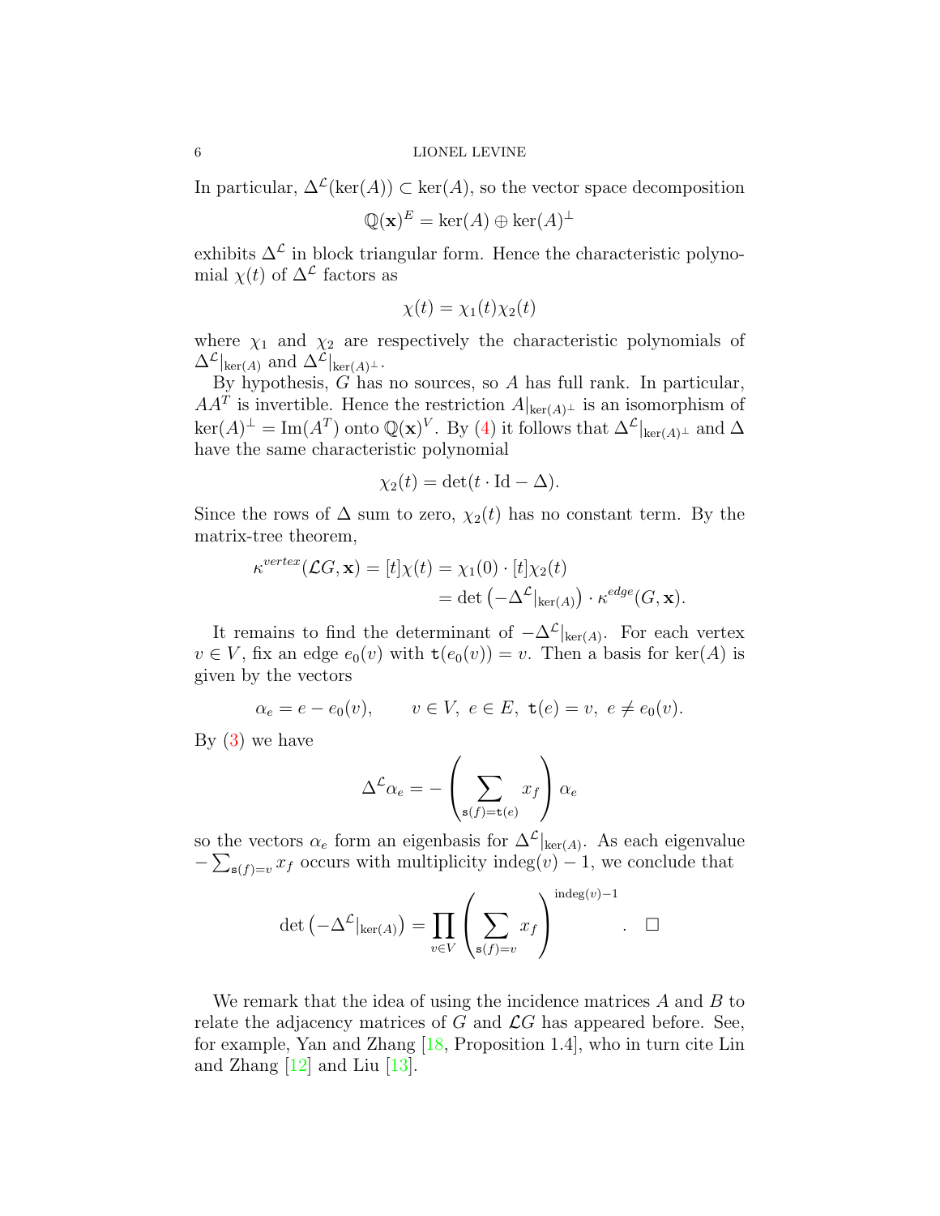In particular, $\Delta^{\mathcal{L}}(\ker(A)) \subset \ker(A)$, so the vector space decomposition

$$\mathbb{Q}(\mathbf{x})^E = \ker(A) \oplus \ker(A)^\perp$$

exhibits $\Delta^{\mathcal{L}}$ in block triangular form. Hence the characteristic polynomial $\chi(t)$ of $\Delta^{\mathcal{L}}$ factors as

$$\chi(t) = \chi_1(t)\chi_2(t)$$

where $\chi_1$ and $\chi_2$ are respectively the characteristic polynomials of $\Delta^{\mathcal{L}}|_{\ker(A)}$ and $\Delta^{\mathcal{L}}|_{\ker(A)^\perp}$.

By hypothesis, $G$ has no sources, so $A$ has full rank. In particular, $AA^T$ is invertible. Hence the restriction $A|_{\ker(A)^\perp}$ is an isomorphism of $\ker(A)^\perp = \mathrm{Im}(A^T)$ onto $\mathbb{Q}(\mathbf{x})^V$. By (4) it follows that $\Delta^{\mathcal{L}}|_{\ker(A)^\perp}$ and $\Delta$ have the same characteristic polynomial

$$\chi_2(t) = \det(t \cdot \mathrm{Id} - \Delta).$$

Since the rows of $\Delta$ sum to zero, $\chi_2(t)$ has no constant term. By the matrix-tree theorem,

$$\begin{aligned} \kappa^{vertex}(\mathcal{L}G, \mathbf{x}) = [t]\chi(t) &= \chi_1(0) \cdot [t]\chi_2(t) \\ &= \det\left(-\Delta^{\mathcal{L}}|_{\ker(A)}\right) \cdot \kappa^{edge}(G, \mathbf{x}). \end{aligned}$$

It remains to find the determinant of $-\Delta^{\mathcal{L}}|_{\ker(A)}$. For each vertex $v \in V$, fix an edge $e_0(v)$ with $\mathtt{t}(e_0(v)) = v$. Then a basis for $\ker(A)$ is given by the vectors

$$\alpha_e = e - e_0(v), \qquad v \in V,\ e \in E,\ \mathtt{t}(e) = v,\ e \neq e_0(v).$$

By (3) we have

$$\Delta^{\mathcal{L}}\alpha_e = -\left(\sum_{\mathtt{s}(f)=\mathtt{t}(e)} x_f\right)\alpha_e$$

so the vectors $\alpha_e$ form an eigenbasis for $\Delta^{\mathcal{L}}|_{\ker(A)}$. As each eigenvalue $-\sum_{\mathtt{s}(f)=v} x_f$ occurs with multiplicity $\mathrm{indeg}(v) - 1$, we conclude that

$$\det\left(-\Delta^{\mathcal{L}}|_{\ker(A)}\right) = \prod_{v \in V}\left(\sum_{\mathtt{s}(f)=v} x_f\right)^{\mathrm{indeg}(v)-1}. \quad \square$$

We remark that the idea of using the incidence matrices $A$ and $B$ to relate the adjacency matrices of $G$ and $\mathcal{L}G$ has appeared before. See, for example, Yan and Zhang [18, Proposition 1.4], who in turn cite Lin and Zhang [12] and Liu [13].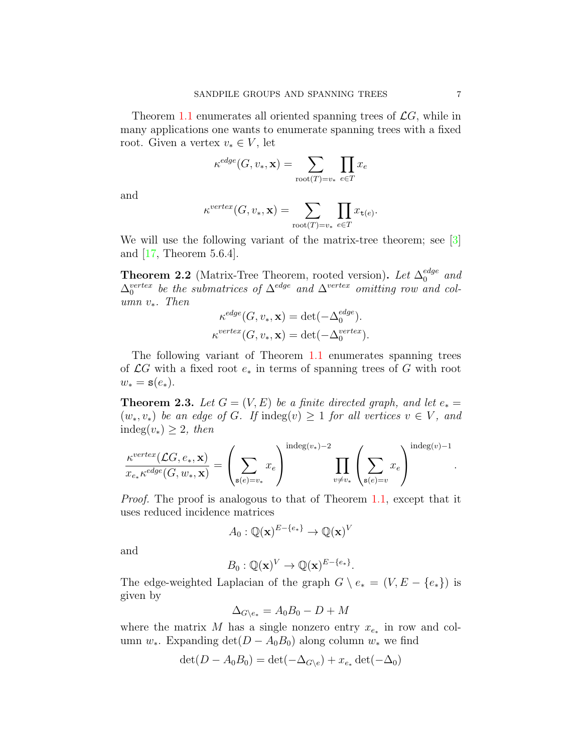Theorem 1.1 enumerates all oriented spanning trees of $\mathcal{L}G$, while in many applications one wants to enumerate spanning trees with a fixed root. Given a vertex $v_* \in V$, let

$$\kappa^{edge}(G, v_*, \mathbf{x}) = \sum_{\text{root}(T)=v_*} \prod_{e \in T} x_e$$

and

$$\kappa^{vertex}(G, v_*, \mathbf{x}) = \sum_{\text{root}(T)=v_*} \prod_{e \in T} x_{\mathtt{t}(e)}.$$

We will use the following variant of the matrix-tree theorem; see [3] and [17, Theorem 5.6.4].

**Theorem 2.2** (Matrix-Tree Theorem, rooted version)**.** *Let $\Delta_0^{edge}$ and $\Delta_0^{vertex}$ be the submatrices of $\Delta^{edge}$ and $\Delta^{vertex}$ omitting row and column $v_*$. Then*

$$\kappa^{edge}(G, v_*, \mathbf{x}) = \det(-\Delta_0^{edge}).$$
$$\kappa^{vertex}(G, v_*, \mathbf{x}) = \det(-\Delta_0^{vertex}).$$

The following variant of Theorem 1.1 enumerates spanning trees of $\mathcal{L}G$ with a fixed root $e_*$ in terms of spanning trees of $G$ with root $w_* = \mathtt{s}(e_*)$.

**Theorem 2.3.** *Let $G = (V, E)$ be a finite directed graph, and let $e_* = (w_*, v_*)$ be an edge of $G$. If $\text{indeg}(v) \geq 1$ for all vertices $v \in V$, and $\text{indeg}(v_*) \geq 2$, then*

$$\frac{\kappa^{vertex}(\mathcal{L}G, e_*, \mathbf{x})}{x_{e_*} \kappa^{edge}(G, w_*, \mathbf{x})} = \left( \sum_{\mathtt{s}(e)=v_*} x_e \right)^{\text{indeg}(v_*)-2} \prod_{v \neq v_*} \left( \sum_{\mathtt{s}(e)=v} x_e \right)^{\text{indeg}(v)-1}.$$

*Proof.* The proof is analogous to that of Theorem 1.1, except that it uses reduced incidence matrices

$$A_0 : \mathbb{Q}(\mathbf{x})^{E-\{e_*\}} \to \mathbb{Q}(\mathbf{x})^V$$

and

$$B_0 : \mathbb{Q}(\mathbf{x})^V \to \mathbb{Q}(\mathbf{x})^{E-\{e_*\}}.$$

The edge-weighted Laplacian of the graph $G \setminus e_* = (V, E - \{e_*\})$ is given by

$$\Delta_{G \setminus e_*} = A_0 B_0 - D + M$$

where the matrix $M$ has a single nonzero entry $x_{e_*}$ in row and column $w_*$. Expanding $\det(D - A_0 B_0)$ along column $w_*$ we find

$$\det(D - A_0 B_0) = \det(-\Delta_{G \setminus e}) + x_{e_*} \det(-\Delta_0)$$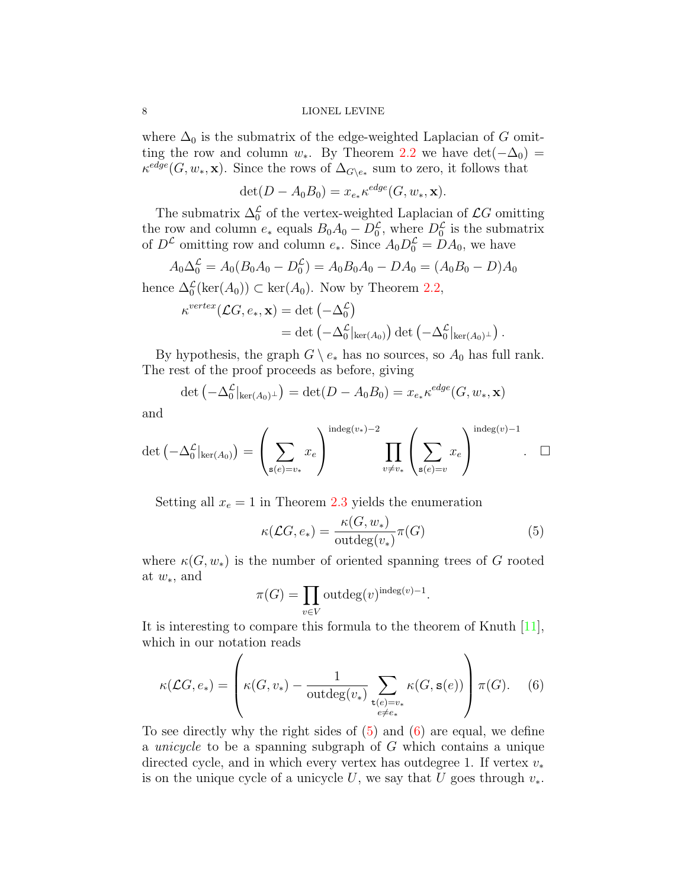where $\Delta_0$ is the submatrix of the edge-weighted Laplacian of $G$ omitting the row and column $w_*$. By Theorem 2.2 we have $\det(-\Delta_0) = \kappa^{edge}(G, w_*, \mathbf{x})$. Since the rows of $\Delta_{G \setminus e_*}$ sum to zero, it follows that

$$\det(D - A_0 B_0) = x_{e_*} \kappa^{edge}(G, w_*, \mathbf{x}).$$

The submatrix $\Delta_0^{\mathcal{L}}$ of the vertex-weighted Laplacian of $\mathcal{L}G$ omitting the row and column $e_*$ equals $B_0 A_0 - D_0^{\mathcal{L}}$, where $D_0^{\mathcal{L}}$ is the submatrix of $D^{\mathcal{L}}$ omitting row and column $e_*$. Since $A_0 D_0^{\mathcal{L}} = D A_0$, we have

$$A_0 \Delta_0^{\mathcal{L}} = A_0 (B_0 A_0 - D_0^{\mathcal{L}}) = A_0 B_0 A_0 - D A_0 = (A_0 B_0 - D) A_0$$

hence $\Delta_0^{\mathcal{L}}(\ker(A_0)) \subset \ker(A_0)$. Now by Theorem 2.2,

$$\begin{aligned} \kappa^{vertex}(\mathcal{L}G, e_*, \mathbf{x}) &= \det\left(-\Delta_0^{\mathcal{L}}\right) \\ &= \det\left(-\Delta_0^{\mathcal{L}}|_{\ker(A_0)}\right) \det\left(-\Delta_0^{\mathcal{L}}|_{\ker(A_0)^\perp}\right). \end{aligned}$$

By hypothesis, the graph $G \setminus e_*$ has no sources, so $A_0$ has full rank. The rest of the proof proceeds as before, giving

$$\det\left(-\Delta_0^{\mathcal{L}}|_{\ker(A_0)^\perp}\right) = \det(D - A_0 B_0) = x_{e_*} \kappa^{edge}(G, w_*, \mathbf{x})$$

and

$$\det\left(-\Delta_0^{\mathcal{L}}|_{\ker(A_0)}\right) = \left(\sum_{\mathtt{s}(e) = v_*} x_e\right)^{\mathrm{indeg}(v_*)-2} \prod_{v \neq v_*} \left(\sum_{\mathtt{s}(e)=v} x_e\right)^{\mathrm{indeg}(v)-1}. \quad \square$$

Setting all $x_e = 1$ in Theorem 2.3 yields the enumeration

$$\kappa(\mathcal{L}G, e_*) = \frac{\kappa(G, w_*)}{\mathrm{outdeg}(v_*)} \pi(G) \tag{5}$$

where $\kappa(G, w_*)$ is the number of oriented spanning trees of $G$ rooted at $w_*$, and

$$\pi(G) = \prod_{v \in V} \mathrm{outdeg}(v)^{\mathrm{indeg}(v)-1}.$$

It is interesting to compare this formula to the theorem of Knuth [11], which in our notation reads

$$\kappa(\mathcal{L}G, e_*) = \left(\kappa(G, v_*) - \frac{1}{\mathrm{outdeg}(v_*)} \sum_{\substack{\mathtt{t}(e)=v_* \\ e \neq e_*}} \kappa(G, \mathtt{s}(e))\right) \pi(G). \tag{6}$$

To see directly why the right sides of (5) and (6) are equal, we define a *unicycle* to be a spanning subgraph of $G$ which contains a unique directed cycle, and in which every vertex has outdegree 1. If vertex $v_*$ is on the unique cycle of a unicycle $U$, we say that $U$ goes through $v_*$.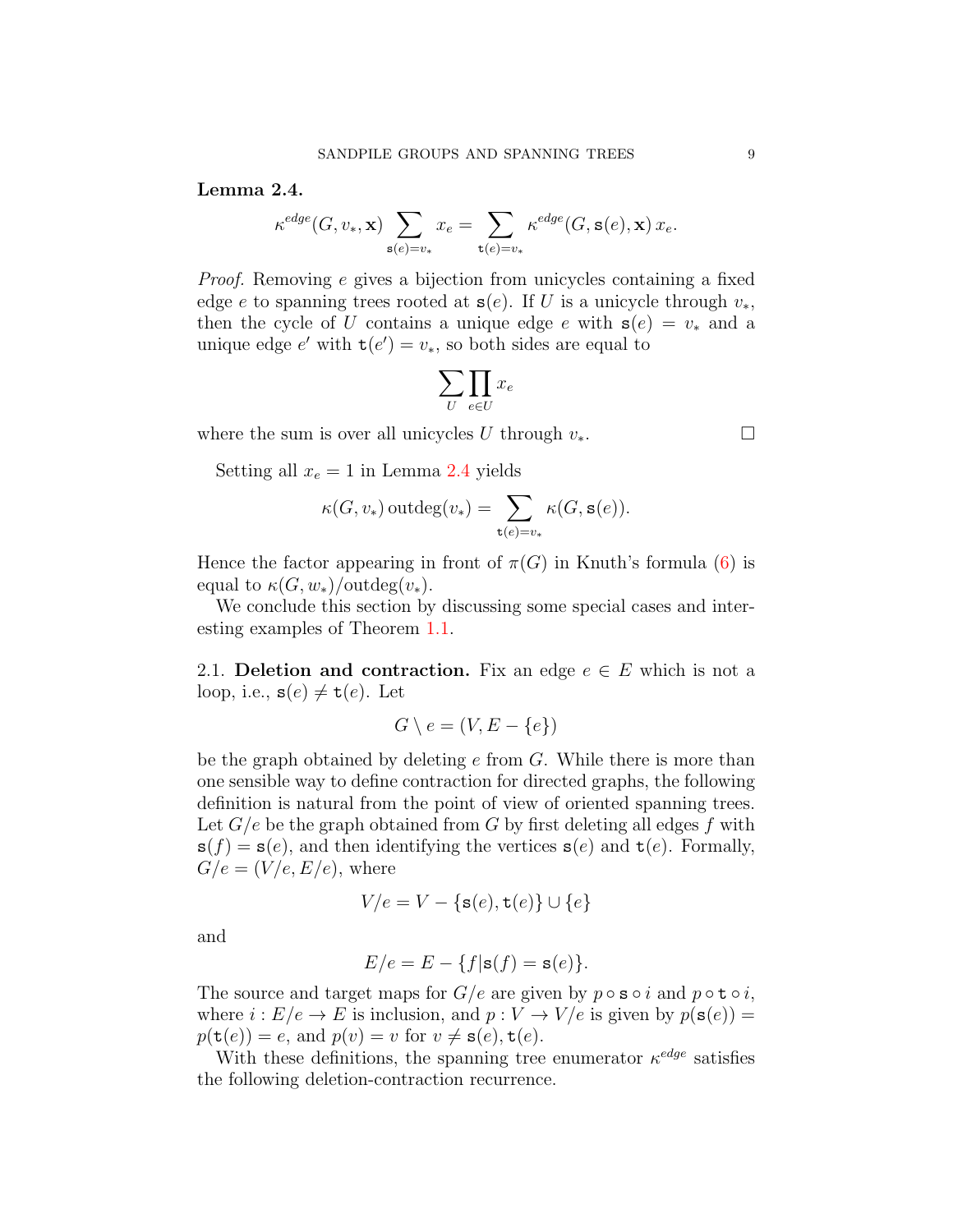**Lemma 2.4.**

$$\kappa^{edge}(G, v_*, \mathbf{x}) \sum_{\mathtt{s}(e)=v_*} x_e = \sum_{\mathtt{t}(e)=v_*} \kappa^{edge}(G, \mathtt{s}(e), \mathbf{x})\, x_e.$$

*Proof.* Removing $e$ gives a bijection from unicycles containing a fixed edge $e$ to spanning trees rooted at $\mathtt{s}(e)$. If $U$ is a unicycle through $v_*$, then the cycle of $U$ contains a unique edge $e$ with $\mathtt{s}(e) = v_*$ and a unique edge $e'$ with $\mathtt{t}(e') = v_*$, so both sides are equal to

$$\sum_U \prod_{e \in U} x_e$$

where the sum is over all unicycles $U$ through $v_*$. □

Setting all $x_e = 1$ in Lemma 2.4 yields

$$\kappa(G, v_*) \operatorname{outdeg}(v_*) = \sum_{\mathtt{t}(e)=v_*} \kappa(G, \mathtt{s}(e)).$$

Hence the factor appearing in front of $\pi(G)$ in Knuth's formula (6) is equal to $\kappa(G, w_*)/\operatorname{outdeg}(v_*)$.

We conclude this section by discussing some special cases and interesting examples of Theorem 1.1.

2.1. **Deletion and contraction.** Fix an edge $e \in E$ which is not a loop, i.e., $\mathtt{s}(e) \neq \mathtt{t}(e)$. Let

$$G \setminus e = (V, E - \{e\})$$

be the graph obtained by deleting $e$ from $G$. While there is more than one sensible way to define contraction for directed graphs, the following definition is natural from the point of view of oriented spanning trees. Let $G/e$ be the graph obtained from $G$ by first deleting all edges $f$ with $\mathtt{s}(f) = \mathtt{s}(e)$, and then identifying the vertices $\mathtt{s}(e)$ and $\mathtt{t}(e)$. Formally, $G/e = (V/e, E/e)$, where

$$V/e = V - \{\mathtt{s}(e), \mathtt{t}(e)\} \cup \{e\}$$

and

$$E/e = E - \{f | \mathtt{s}(f) = \mathtt{s}(e)\}.$$

The source and target maps for $G/e$ are given by $p \circ \mathtt{s} \circ i$ and $p \circ \mathtt{t} \circ i$, where $i : E/e \to E$ is inclusion, and $p : V \to V/e$ is given by $p(\mathtt{s}(e)) = p(\mathtt{t}(e)) = e$, and $p(v) = v$ for $v \neq \mathtt{s}(e), \mathtt{t}(e)$.

With these definitions, the spanning tree enumerator $\kappa^{edge}$ satisfies the following deletion-contraction recurrence.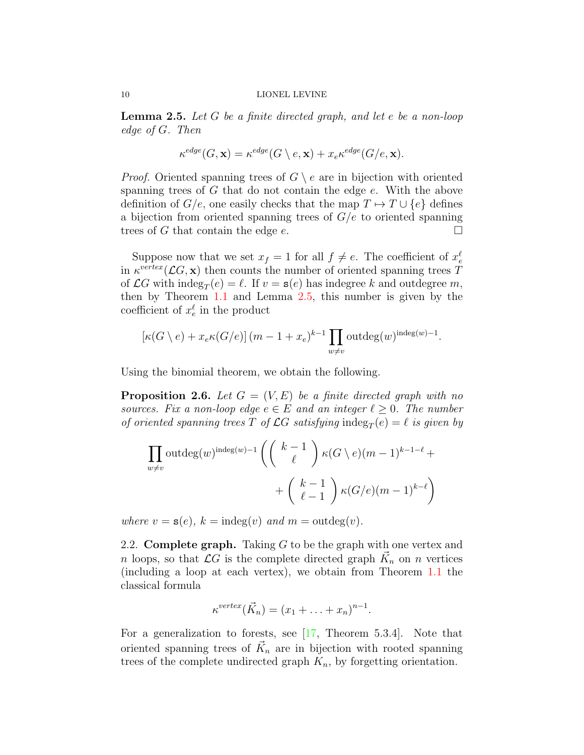**Lemma 2.5.** *Let $G$ be a finite directed graph, and let $e$ be a non-loop edge of $G$. Then*

$$\kappa^{edge}(G, \mathbf{x}) = \kappa^{edge}(G \setminus e, \mathbf{x}) + x_e \kappa^{edge}(G/e, \mathbf{x}).$$

*Proof.* Oriented spanning trees of $G \setminus e$ are in bijection with oriented spanning trees of $G$ that do not contain the edge $e$. With the above definition of $G/e$, one easily checks that the map $T \mapsto T \cup \{e\}$ defines a bijection from oriented spanning trees of $G/e$ to oriented spanning trees of $G$ that contain the edge $e$. $\square$

Suppose now that we set $x_f = 1$ for all $f \neq e$. The coefficient of $x_e^\ell$ in $\kappa^{vertex}(\mathcal{L}G, \mathbf{x})$ then counts the number of oriented spanning trees $T$ of $\mathcal{L}G$ with $\mathrm{indeg}_T(e) = \ell$. If $v = \mathtt{s}(e)$ has indegree $k$ and outdegree $m$, then by Theorem 1.1 and Lemma 2.5, this number is given by the coefficient of $x_e^\ell$ in the product

$$[\kappa(G \setminus e) + x_e \kappa(G/e)] \, (m - 1 + x_e)^{k-1} \prod_{w \neq v} \mathrm{outdeg}(w)^{\mathrm{indeg}(w)-1}.$$

Using the binomial theorem, we obtain the following.

**Proposition 2.6.** *Let $G = (V, E)$ be a finite directed graph with no sources. Fix a non-loop edge $e \in E$ and an integer $\ell \geq 0$. The number of oriented spanning trees $T$ of $\mathcal{L}G$ satisfying $\mathrm{indeg}_T(e) = \ell$ is given by*

$$\prod_{w \neq v} \mathrm{outdeg}(w)^{\mathrm{indeg}(w)-1} \left( \binom{k-1}{\ell} \kappa(G \setminus e)(m-1)^{k-1-\ell} + \right.$$
$$\left. + \binom{k-1}{\ell-1} \kappa(G/e)(m-1)^{k-\ell} \right)$$

*where $v = \mathtt{s}(e)$, $k = \mathrm{indeg}(v)$ and $m = \mathrm{outdeg}(v)$.*

2.2. **Complete graph.** Taking $G$ to be the graph with one vertex and $n$ loops, so that $\mathcal{L}G$ is the complete directed graph $\vec{K}_n$ on $n$ vertices (including a loop at each vertex), we obtain from Theorem 1.1 the classical formula

$$\kappa^{vertex}(\vec{K}_n) = (x_1 + \ldots + x_n)^{n-1}.$$

For a generalization to forests, see [17, Theorem 5.3.4]. Note that oriented spanning trees of $\vec{K}_n$ are in bijection with rooted spanning trees of the complete undirected graph $K_n$, by forgetting orientation.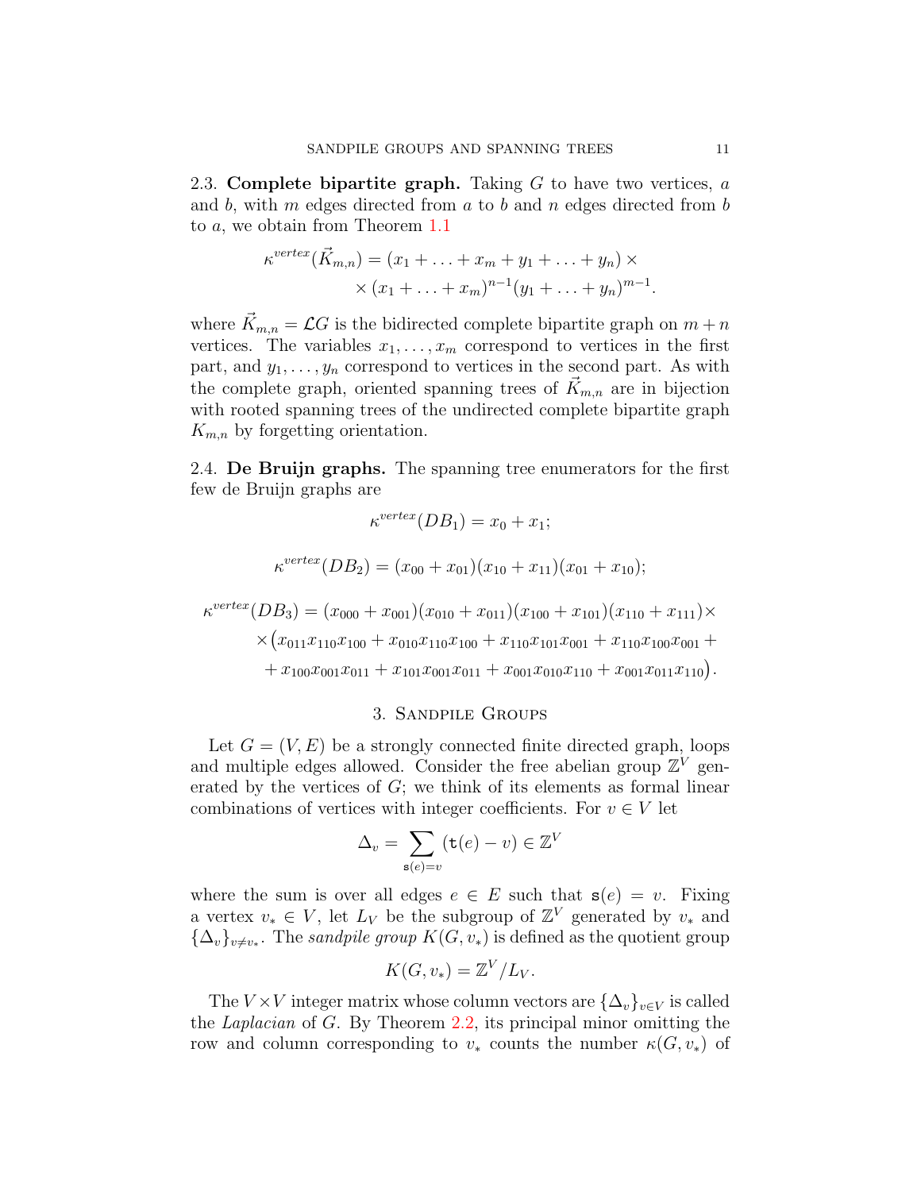2.3. **Complete bipartite graph.** Taking $G$ to have two vertices, $a$ and $b$, with $m$ edges directed from $a$ to $b$ and $n$ edges directed from $b$ to $a$, we obtain from Theorem 1.1

$$\begin{aligned}\kappa^{vertex}(\vec{K}_{m,n}) = (x_1 + \ldots + x_m + y_1 + \ldots + y_n) \times \\ \times (x_1 + \ldots + x_m)^{n-1}(y_1 + \ldots + y_n)^{m-1}.\end{aligned}$$

where $\vec{K}_{m,n} = \mathcal{L}G$ is the bidirected complete bipartite graph on $m+n$ vertices. The variables $x_1, \ldots, x_m$ correspond to vertices in the first part, and $y_1, \ldots, y_n$ correspond to vertices in the second part. As with the complete graph, oriented spanning trees of $\vec{K}_{m,n}$ are in bijection with rooted spanning trees of the undirected complete bipartite graph $K_{m,n}$ by forgetting orientation.

2.4. **De Bruijn graphs.** The spanning tree enumerators for the first few de Bruijn graphs are

$$\kappa^{vertex}(DB_1) = x_0 + x_1;$$

$$\kappa^{vertex}(DB_2) = (x_{00} + x_{01})(x_{10} + x_{11})(x_{01} + x_{10});$$

$$\begin{aligned}\kappa^{vertex}(DB_3) = (x_{000} + x_{001})(x_{010} + x_{011})(x_{100} + x_{101})(x_{110} + x_{111}) \times \\ \times \big(x_{011}x_{110}x_{100} + x_{010}x_{110}x_{100} + x_{110}x_{101}x_{001} + x_{110}x_{100}x_{001} + \\ + x_{100}x_{001}x_{011} + x_{101}x_{001}x_{011} + x_{001}x_{010}x_{110} + x_{001}x_{011}x_{110}\big).\end{aligned}$$

## 3. Sandpile Groups

Let $G = (V, E)$ be a strongly connected finite directed graph, loops and multiple edges allowed. Consider the free abelian group $\mathbb{Z}^V$ generated by the vertices of $G$; we think of its elements as formal linear combinations of vertices with integer coefficients. For $v \in V$ let

$$\Delta_v = \sum_{\mathtt{s}(e)=v} (\mathtt{t}(e) - v) \in \mathbb{Z}^V$$

where the sum is over all edges $e \in E$ such that $\mathtt{s}(e) = v$. Fixing a vertex $v_* \in V$, let $L_V$ be the subgroup of $\mathbb{Z}^V$ generated by $v_*$ and $\{\Delta_v\}_{v \neq v_*}$. The *sandpile group* $K(G, v_*)$ is defined as the quotient group

$$K(G, v_*) = \mathbb{Z}^V / L_V.$$

The $V \times V$ integer matrix whose column vectors are $\{\Delta_v\}_{v \in V}$ is called the *Laplacian* of $G$. By Theorem 2.2, its principal minor omitting the row and column corresponding to $v_*$ counts the number $\kappa(G, v_*)$ of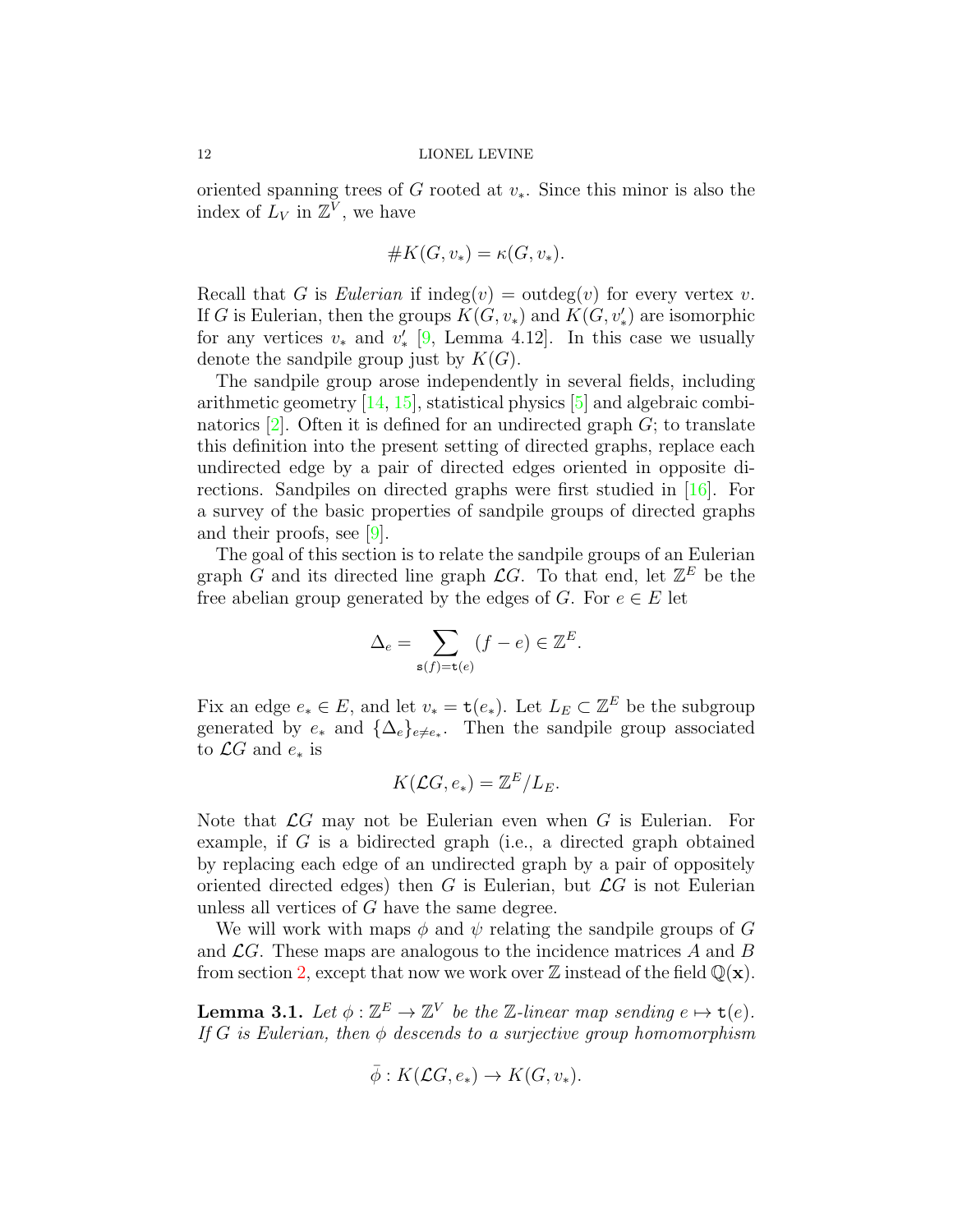oriented spanning trees of $G$ rooted at $v_*$. Since this minor is also the index of $L_V$ in $\mathbb{Z}^V$, we have

$$\#K(G, v_*) = \kappa(G, v_*).$$

Recall that $G$ is *Eulerian* if $\mathrm{indeg}(v) = \mathrm{outdeg}(v)$ for every vertex $v$. If $G$ is Eulerian, then the groups $K(G, v_*)$ and $K(G, v'_*)$ are isomorphic for any vertices $v_*$ and $v'_*$ [9, Lemma 4.12]. In this case we usually denote the sandpile group just by $K(G)$.

The sandpile group arose independently in several fields, including arithmetic geometry [14, 15], statistical physics [5] and algebraic combinatorics [2]. Often it is defined for an undirected graph $G$; to translate this definition into the present setting of directed graphs, replace each undirected edge by a pair of directed edges oriented in opposite directions. Sandpiles on directed graphs were first studied in [16]. For a survey of the basic properties of sandpile groups of directed graphs and their proofs, see [9].

The goal of this section is to relate the sandpile groups of an Eulerian graph $G$ and its directed line graph $\mathcal{L}G$. To that end, let $\mathbb{Z}^E$ be the free abelian group generated by the edges of $G$. For $e \in E$ let

$$\Delta_e = \sum_{\mathtt{s}(f)=\mathtt{t}(e)} (f - e) \in \mathbb{Z}^E.$$

Fix an edge $e_* \in E$, and let $v_* = \mathtt{t}(e_*)$. Let $L_E \subset \mathbb{Z}^E$ be the subgroup generated by $e_*$ and $\{\Delta_e\}_{e \neq e_*}$. Then the sandpile group associated to $\mathcal{L}G$ and $e_*$ is

$$K(\mathcal{L}G, e_*) = \mathbb{Z}^E / L_E.$$

Note that $\mathcal{L}G$ may not be Eulerian even when $G$ is Eulerian. For example, if $G$ is a bidirected graph (i.e., a directed graph obtained by replacing each edge of an undirected graph by a pair of oppositely oriented directed edges) then $G$ is Eulerian, but $\mathcal{L}G$ is not Eulerian unless all vertices of $G$ have the same degree.

We will work with maps $\phi$ and $\psi$ relating the sandpile groups of $G$ and $\mathcal{L}G$. These maps are analogous to the incidence matrices $A$ and $B$ from section 2, except that now we work over $\mathbb{Z}$ instead of the field $\mathbb{Q}(\mathbf{x})$.

**Lemma 3.1.** *Let $\phi : \mathbb{Z}^E \to \mathbb{Z}^V$ be the $\mathbb{Z}$-linear map sending $e \mapsto \mathtt{t}(e)$. If $G$ is Eulerian, then $\phi$ descends to a surjective group homomorphism*

$$\bar{\phi} : K(\mathcal{L}G, e_*) \to K(G, v_*).$$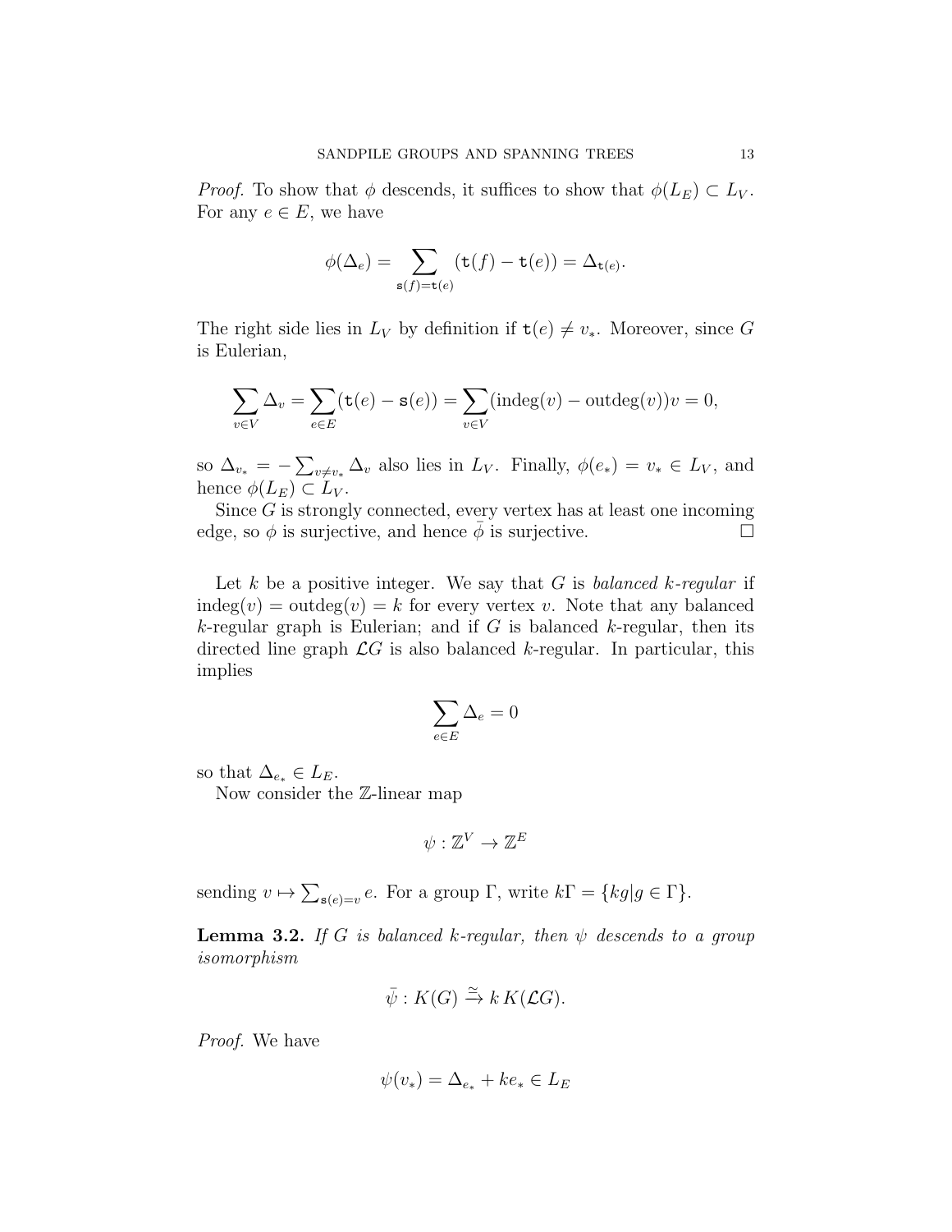*Proof.* To show that $\phi$ descends, it suffices to show that $\phi(L_E) \subset L_V$. For any $e \in E$, we have

$$\phi(\Delta_e) = \sum_{\mathtt{s}(f)=\mathtt{t}(e)} (\mathtt{t}(f) - \mathtt{t}(e)) = \Delta_{\mathtt{t}(e)}.$$

The right side lies in $L_V$ by definition if $\mathtt{t}(e) \neq v_*$. Moreover, since $G$ is Eulerian,

$$\sum_{v \in V} \Delta_v = \sum_{e \in E} (\mathtt{t}(e) - \mathtt{s}(e)) = \sum_{v \in V} (\mathrm{indeg}(v) - \mathrm{outdeg}(v))v = 0,$$

so $\Delta_{v_*} = -\sum_{v \neq v_*} \Delta_v$ also lies in $L_V$. Finally, $\phi(e_*) = v_* \in L_V$, and hence $\phi(L_E) \subset L_V$.

Since $G$ is strongly connected, every vertex has at least one incoming edge, so $\phi$ is surjective, and hence $\bar{\phi}$ is surjective. $\square$

Let $k$ be a positive integer. We say that $G$ is *balanced $k$-regular* if $\mathrm{indeg}(v) = \mathrm{outdeg}(v) = k$ for every vertex $v$. Note that any balanced $k$-regular graph is Eulerian; and if $G$ is balanced $k$-regular, then its directed line graph $\mathcal{L}G$ is also balanced $k$-regular. In particular, this implies

$$\sum_{e \in E} \Delta_e = 0$$

so that $\Delta_{e_*} \in L_E$.

Now consider the $\mathbb{Z}$-linear map

$$\psi : \mathbb{Z}^V \to \mathbb{Z}^E$$

sending $v \mapsto \sum_{\mathtt{s}(e)=v} e$. For a group $\Gamma$, write $k\Gamma = \{kg | g \in \Gamma\}$.

**Lemma 3.2.** *If $G$ is balanced $k$-regular, then $\psi$ descends to a group isomorphism*

$$\bar{\psi} : K(G) \xrightarrow{\simeq} k\, K(\mathcal{L}G).$$

*Proof.* We have

$$\psi(v_*) = \Delta_{e_*} + ke_* \in L_E$$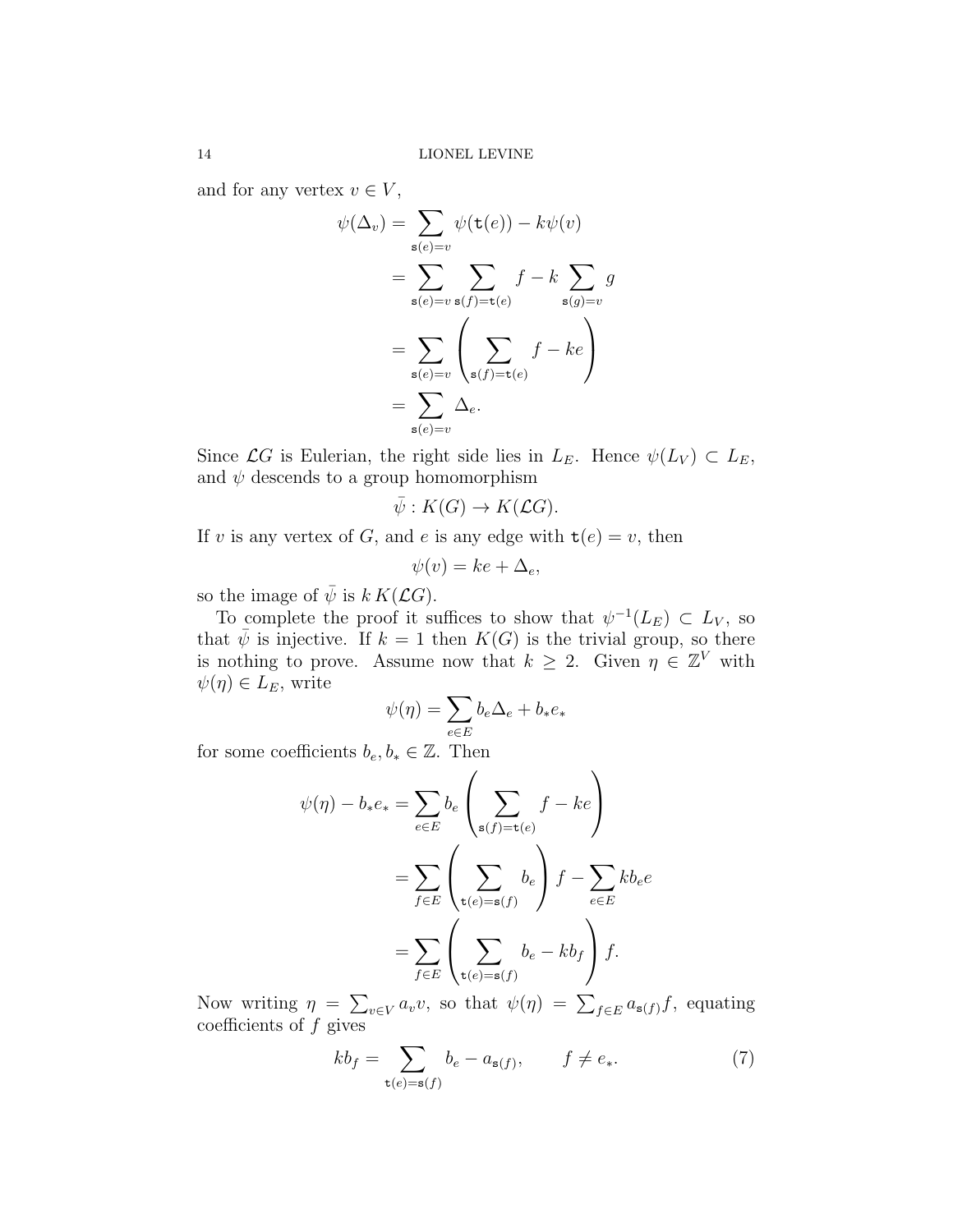and for any vertex $v \in V$,

$$\begin{aligned}
\psi(\Delta_v) &= \sum_{\mathtt{s}(e)=v} \psi(\mathtt{t}(e)) - k\psi(v) \\
&= \sum_{\mathtt{s}(e)=v} \sum_{\mathtt{s}(f)=\mathtt{t}(e)} f - k \sum_{\mathtt{s}(g)=v} g \\
&= \sum_{\mathtt{s}(e)=v} \left( \sum_{\mathtt{s}(f)=\mathtt{t}(e)} f - ke \right) \\
&= \sum_{\mathtt{s}(e)=v} \Delta_e.
\end{aligned}$$

Since $\mathcal{L}G$ is Eulerian, the right side lies in $L_E$. Hence $\psi(L_V) \subset L_E$, and $\psi$ descends to a group homomorphism

$$\bar{\psi} : K(G) \to K(\mathcal{L}G).$$

If $v$ is any vertex of $G$, and $e$ is any edge with $\mathtt{t}(e) = v$, then

$$\psi(v) = ke + \Delta_e,$$

so the image of $\bar{\psi}$ is $k\,K(\mathcal{L}G)$.

To complete the proof it suffices to show that $\psi^{-1}(L_E) \subset L_V$, so that $\bar{\psi}$ is injective. If $k = 1$ then $K(G)$ is the trivial group, so there is nothing to prove. Assume now that $k \geq 2$. Given $\eta \in \mathbb{Z}^V$ with $\psi(\eta) \in L_E$, write

$$\psi(\eta) = \sum_{e \in E} b_e \Delta_e + b_* e_*$$

for some coefficients $b_e, b_* \in \mathbb{Z}$. Then

$$\begin{aligned}
\psi(\eta) - b_* e_* &= \sum_{e \in E} b_e \left( \sum_{\mathtt{s}(f)=\mathtt{t}(e)} f - ke \right) \\
&= \sum_{f \in E} \left( \sum_{\mathtt{t}(e)=\mathtt{s}(f)} b_e \right) f - \sum_{e \in E} k b_e e \\
&= \sum_{f \in E} \left( \sum_{\mathtt{t}(e)=\mathtt{s}(f)} b_e - k b_f \right) f.
\end{aligned}$$

Now writing $\eta = \sum_{v \in V} a_v v$, so that $\psi(\eta) = \sum_{f \in E} a_{\mathtt{s}(f)} f$, equating coefficients of $f$ gives

$$k b_f = \sum_{\mathtt{t}(e)=\mathtt{s}(f)} b_e - a_{\mathtt{s}(f)}, \qquad f \neq e_*. \tag{7}$$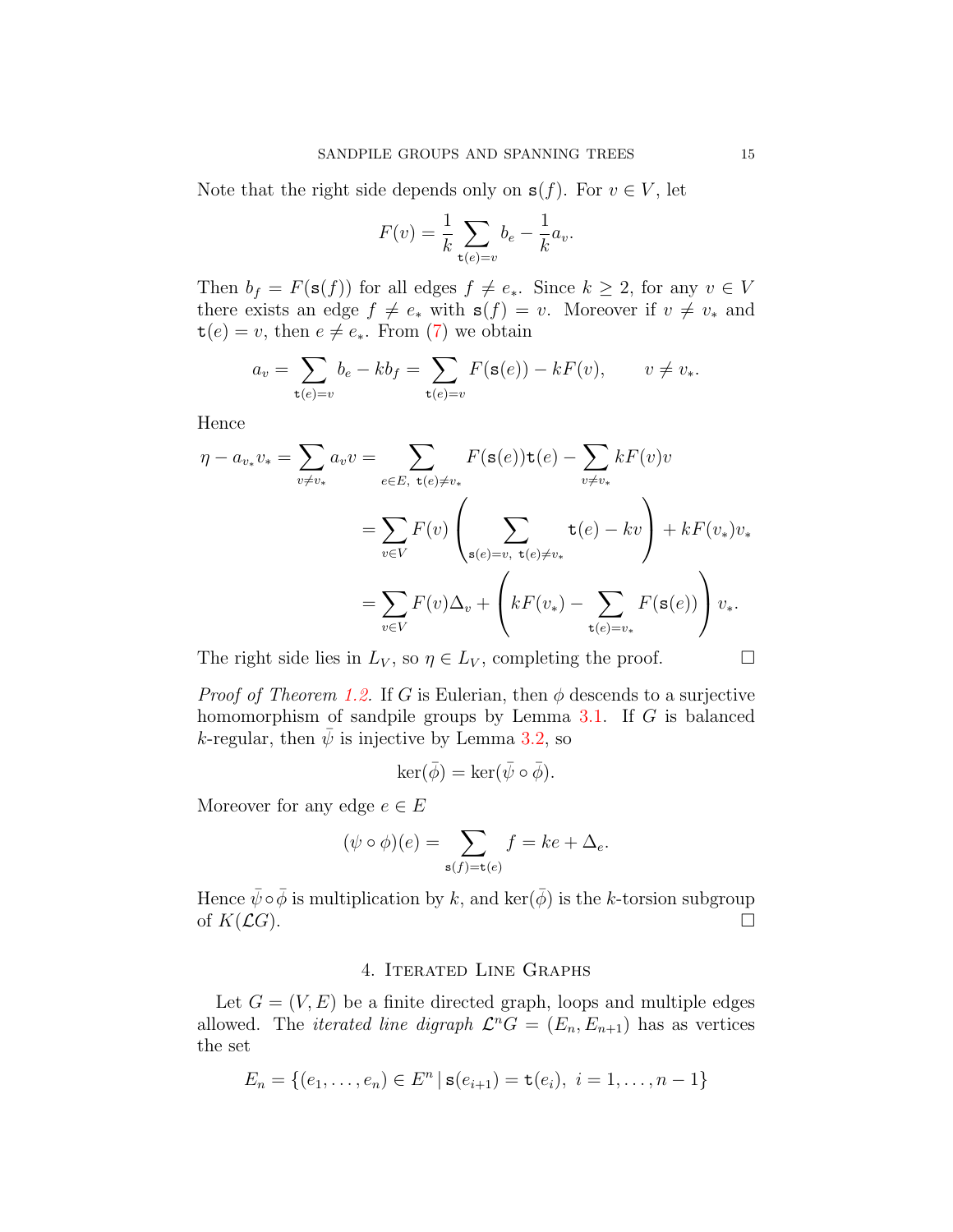Note that the right side depends only on $\mathtt{s}(f)$. For $v \in V$, let

$$F(v) = \frac{1}{k} \sum_{\mathtt{t}(e)=v} b_e - \frac{1}{k} a_v.$$

Then $b_f = F(\mathtt{s}(f))$ for all edges $f \neq e_*$. Since $k \geq 2$, for any $v \in V$ there exists an edge $f \neq e_*$ with $\mathtt{s}(f) = v$. Moreover if $v \neq v_*$ and $\mathtt{t}(e) = v$, then $e \neq e_*$. From (7) we obtain

$$a_v = \sum_{\mathtt{t}(e)=v} b_e - k b_f = \sum_{\mathtt{t}(e)=v} F(\mathtt{s}(e)) - kF(v), \qquad v \neq v_*.$$

Hence

$$\begin{aligned}
\eta - a_{v_*} v_* = \sum_{v \neq v_*} a_v v &= \sum_{e \in E,\ \mathtt{t}(e) \neq v_*} F(\mathtt{s}(e)) \mathtt{t}(e) - \sum_{v \neq v_*} kF(v) v \\
&= \sum_{v \in V} F(v) \left( \sum_{\mathtt{s}(e)=v,\ \mathtt{t}(e) \neq v_*} \mathtt{t}(e) - kv \right) + kF(v_*) v_* \\
&= \sum_{v \in V} F(v) \Delta_v + \left( kF(v_*) - \sum_{\mathtt{t}(e)=v_*} F(\mathtt{s}(e)) \right) v_*.
\end{aligned}$$

The right side lies in $L_V$, so $\eta \in L_V$, completing the proof. $\square$

*Proof of Theorem 1.2.* If $G$ is Eulerian, then $\phi$ descends to a surjective homomorphism of sandpile groups by Lemma 3.1. If $G$ is balanced $k$-regular, then $\bar{\psi}$ is injective by Lemma 3.2, so

$$\ker(\bar{\phi}) = \ker(\bar{\psi} \circ \bar{\phi}).$$

Moreover for any edge $e \in E$

$$(\psi \circ \phi)(e) = \sum_{\mathtt{s}(f)=\mathtt{t}(e)} f = ke + \Delta_e.$$

Hence $\bar{\psi} \circ \bar{\phi}$ is multiplication by $k$, and $\ker(\bar{\phi})$ is the $k$-torsion subgroup of $K(\mathcal{L}G)$. $\square$

## 4. Iterated Line Graphs

Let $G = (V, E)$ be a finite directed graph, loops and multiple edges allowed. The *iterated line digraph* $\mathcal{L}^n G = (E_n, E_{n+1})$ has as vertices the set

$$E_n = \{(e_1, \ldots, e_n) \in E^n \,|\, \mathtt{s}(e_{i+1}) = \mathtt{t}(e_i),\ i = 1, \ldots, n-1\}$$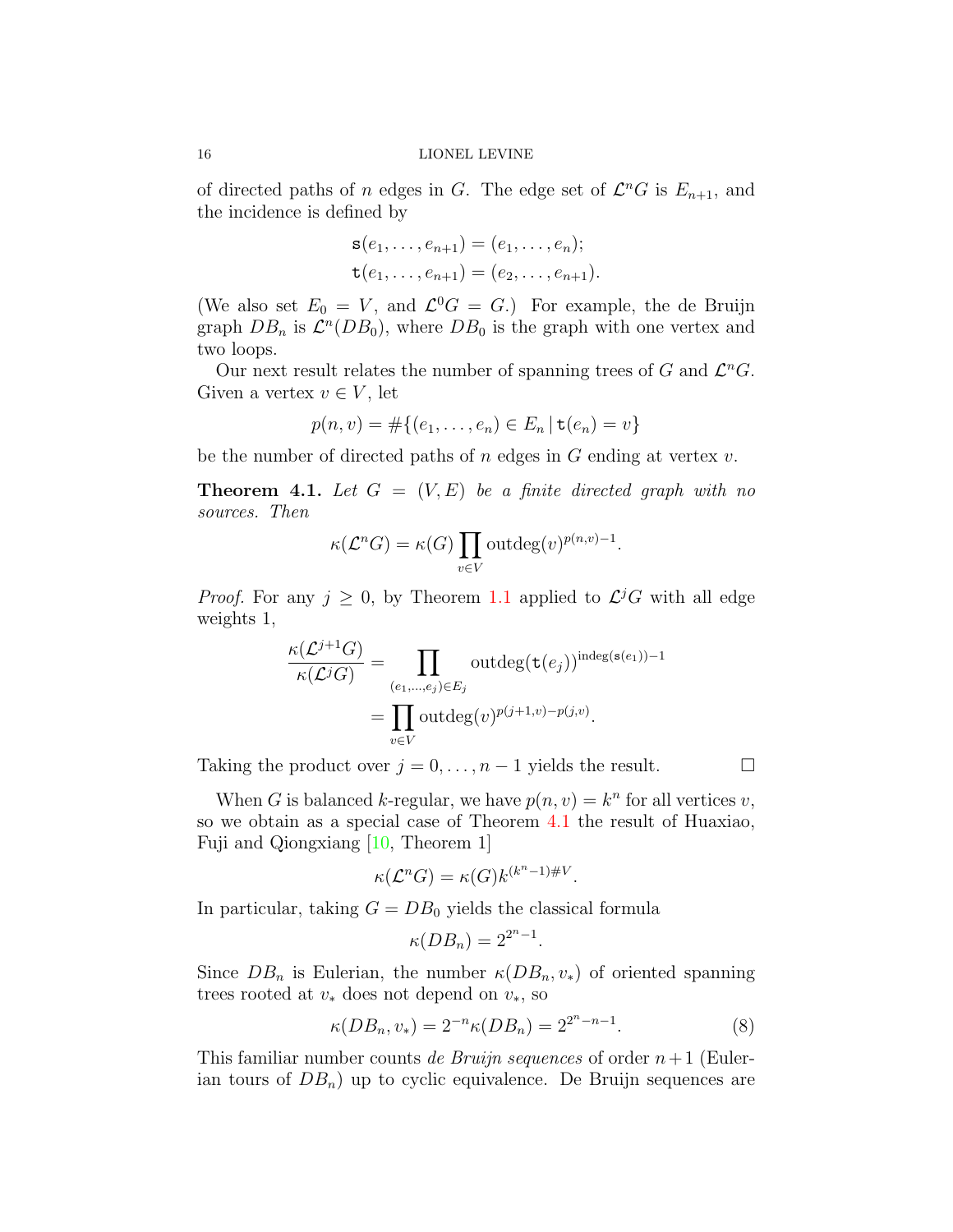of directed paths of $n$ edges in $G$. The edge set of $\mathcal{L}^n G$ is $E_{n+1}$, and the incidence is defined by

$$\begin{aligned}
\mathtt{s}(e_1, \ldots, e_{n+1}) &= (e_1, \ldots, e_n); \\
\mathtt{t}(e_1, \ldots, e_{n+1}) &= (e_2, \ldots, e_{n+1}).
\end{aligned}$$

(We also set $E_0 = V$, and $\mathcal{L}^0 G = G$.) For example, the de Bruijn graph $DB_n$ is $\mathcal{L}^n(DB_0)$, where $DB_0$ is the graph with one vertex and two loops.

Our next result relates the number of spanning trees of $G$ and $\mathcal{L}^n G$. Given a vertex $v \in V$, let

$$p(n, v) = \#\{(e_1, \ldots, e_n) \in E_n \,|\, \mathtt{t}(e_n) = v\}$$

be the number of directed paths of $n$ edges in $G$ ending at vertex $v$.

**Theorem 4.1.** *Let $G = (V, E)$ be a finite directed graph with no sources. Then*

$$\kappa(\mathcal{L}^n G) = \kappa(G) \prod_{v \in V} \mathrm{outdeg}(v)^{p(n,v)-1}.$$

*Proof.* For any $j \geq 0$, by Theorem 1.1 applied to $\mathcal{L}^j G$ with all edge weights 1,

$$\begin{aligned}
\frac{\kappa(\mathcal{L}^{j+1} G)}{\kappa(\mathcal{L}^j G)} &= \prod_{(e_1, \ldots, e_j) \in E_j} \mathrm{outdeg}(\mathtt{t}(e_j))^{\mathrm{indeg}(\mathtt{s}(e_1))-1} \\
&= \prod_{v \in V} \mathrm{outdeg}(v)^{p(j+1,v)-p(j,v)}.
\end{aligned}$$

Taking the product over $j = 0, \ldots, n-1$ yields the result. $\square$

When $G$ is balanced $k$-regular, we have $p(n, v) = k^n$ for all vertices $v$, so we obtain as a special case of Theorem 4.1 the result of Huaxiao, Fuji and Qiongxiang [10, Theorem 1]

$$\kappa(\mathcal{L}^n G) = \kappa(G) k^{(k^n - 1)\#V}.$$

In particular, taking $G = DB_0$ yields the classical formula

$$\kappa(DB_n) = 2^{2^n - 1}.$$

Since $DB_n$ is Eulerian, the number $\kappa(DB_n, v_*)$ of oriented spanning trees rooted at $v_*$ does not depend on $v_*$, so

$$\kappa(DB_n, v_*) = 2^{-n} \kappa(DB_n) = 2^{2^n - n - 1}. \tag{8}$$

This familiar number counts *de Bruijn sequences* of order $n+1$ (Eulerian tours of $DB_n$) up to cyclic equivalence. De Bruijn sequences are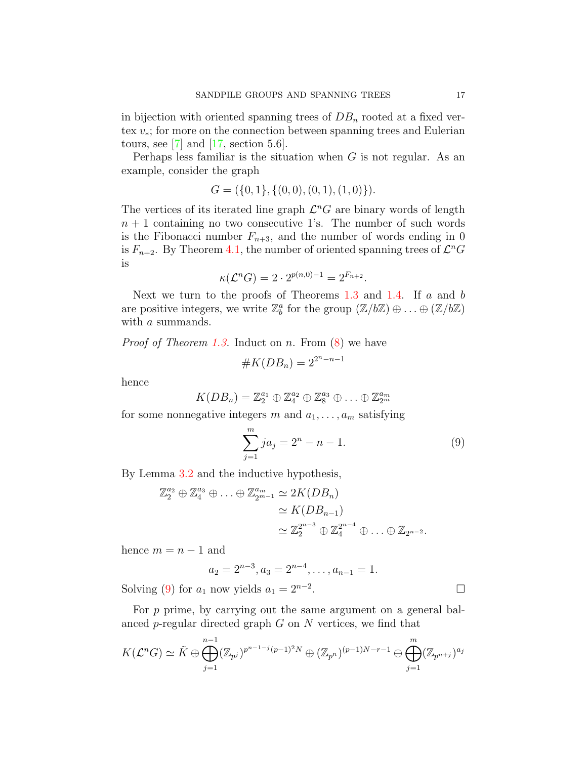in bijection with oriented spanning trees of $DB_n$ rooted at a fixed vertex $v_*$; for more on the connection between spanning trees and Eulerian tours, see [7] and [17, section 5.6].

Perhaps less familiar is the situation when $G$ is not regular. As an example, consider the graph

$$G = (\{0,1\}, \{(0,0),(0,1),(1,0)\}).$$

The vertices of its iterated line graph $\mathcal{L}^n G$ are binary words of length $n+1$ containing no two consecutive 1's. The number of such words is the Fibonacci number $F_{n+3}$, and the number of words ending in 0 is $F_{n+2}$. By Theorem 4.1, the number of oriented spanning trees of $\mathcal{L}^n G$ is

$$\kappa(\mathcal{L}^n G) = 2 \cdot 2^{p(n,0)-1} = 2^{F_{n+2}}.$$

Next we turn to the proofs of Theorems 1.3 and 1.4. If $a$ and $b$ are positive integers, we write $\mathbb{Z}_b^a$ for the group $(\mathbb{Z}/b\mathbb{Z}) \oplus \ldots \oplus (\mathbb{Z}/b\mathbb{Z})$ with $a$ summands.

*Proof of Theorem 1.3.* Induct on $n$. From (8) we have

$$\# K(DB_n) = 2^{2^n - n - 1}$$

hence

$$K(DB_n) = \mathbb{Z}_2^{a_1} \oplus \mathbb{Z}_4^{a_2} \oplus \mathbb{Z}_8^{a_3} \oplus \ldots \oplus \mathbb{Z}_{2^m}^{a_m}$$

for some nonnegative integers $m$ and $a_1, \ldots, a_m$ satisfying

$$\sum_{j=1}^{m} j a_j = 2^n - n - 1. \tag{9}$$

By Lemma 3.2 and the inductive hypothesis,

$$\begin{aligned}
\mathbb{Z}_2^{a_2} \oplus \mathbb{Z}_4^{a_3} \oplus \ldots \oplus \mathbb{Z}_{2^{m-1}}^{a_m} &\simeq 2K(DB_n) \\
&\simeq K(DB_{n-1}) \\
&\simeq \mathbb{Z}_2^{2^{n-3}} \oplus \mathbb{Z}_4^{2^{n-4}} \oplus \ldots \oplus \mathbb{Z}_{2^{n-2}}.
\end{aligned}$$

hence $m = n-1$ and

$$a_2 = 2^{n-3}, a_3 = 2^{n-4}, \ldots, a_{n-1} = 1.$$

Solving (9) for $a_1$ now yields $a_1 = 2^{n-2}$. $\square$

For $p$ prime, by carrying out the same argument on a general balanced $p$-regular directed graph $G$ on $N$ vertices, we find that

$$K(\mathcal{L}^n G) \simeq \tilde{K} \oplus \bigoplus_{j=1}^{n-1} (\mathbb{Z}_{p^j})^{p^{n-1-j}(p-1)^2 N} \oplus (\mathbb{Z}_{p^n})^{(p-1)N-r-1} \oplus \bigoplus_{j=1}^{m} (\mathbb{Z}_{p^{n+j}})^{a_j}$$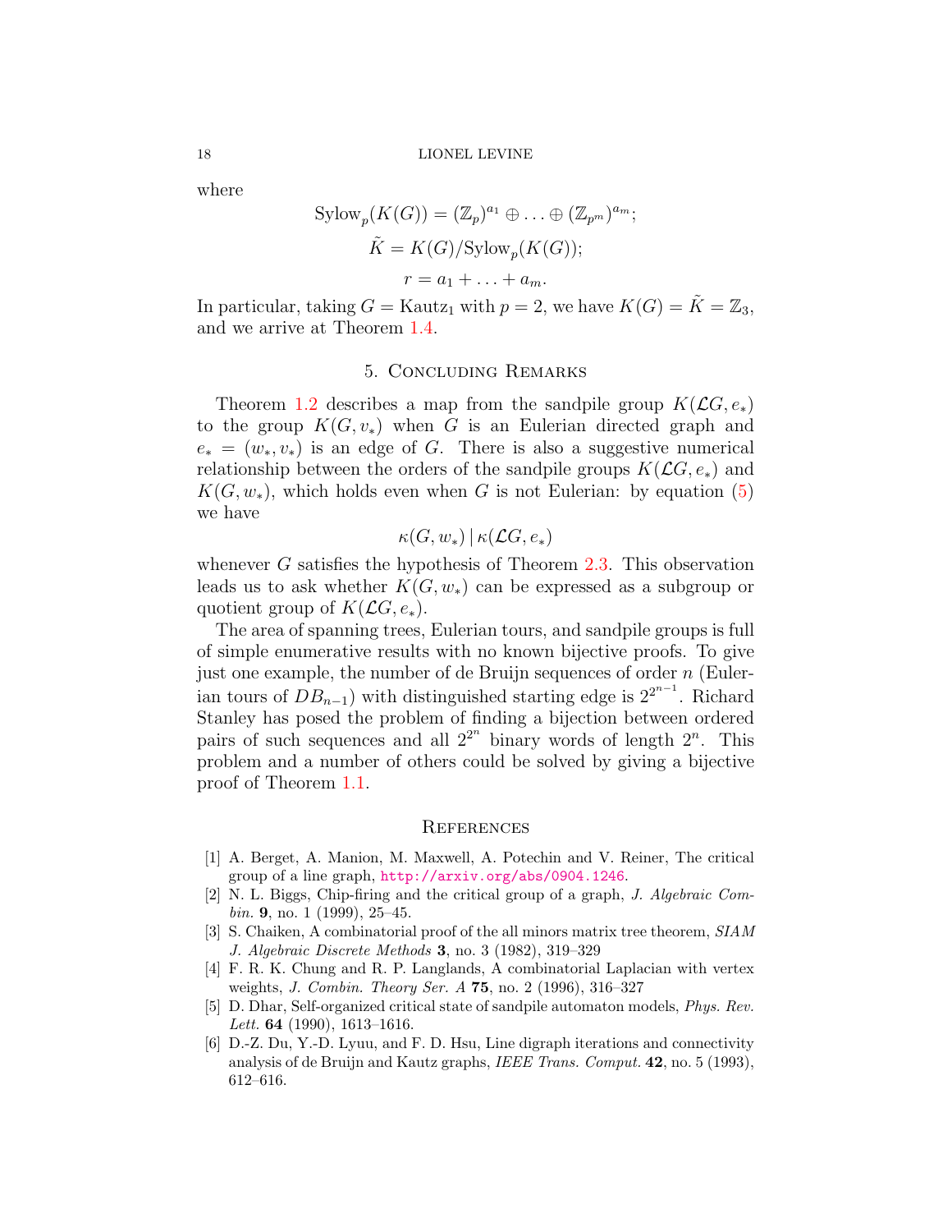where

$$\mathrm{Sylow}_p(K(G)) = (\mathbb{Z}_p)^{a_1} \oplus \ldots \oplus (\mathbb{Z}_{p^m})^{a_m};$$

$$\tilde{K} = K(G)/\mathrm{Sylow}_p(K(G));$$

$$r = a_1 + \ldots + a_m.$$

In particular, taking $G = \mathrm{Kautz}_1$ with $p = 2$, we have $K(G) = \tilde{K} = \mathbb{Z}_3$, and we arrive at Theorem 1.4.

## 5. Concluding Remarks

Theorem 1.2 describes a map from the sandpile group $K(\mathcal{L}G, e_*)$ to the group $K(G, v_*)$ when $G$ is an Eulerian directed graph and $e_* = (w_*, v_*)$ is an edge of $G$. There is also a suggestive numerical relationship between the orders of the sandpile groups $K(\mathcal{L}G, e_*)$ and $K(G, w_*)$, which holds even when $G$ is not Eulerian: by equation (5) we have

$$\kappa(G, w_*) \,|\, \kappa(\mathcal{L}G, e_*)$$

whenever $G$ satisfies the hypothesis of Theorem 2.3. This observation leads us to ask whether $K(G, w_*)$ can be expressed as a subgroup or quotient group of $K(\mathcal{L}G, e_*)$.

The area of spanning trees, Eulerian tours, and sandpile groups is full of simple enumerative results with no known bijective proofs. To give just one example, the number of de Bruijn sequences of order $n$ (Eulerian tours of $DB_{n-1}$) with distinguished starting edge is $2^{2^{n-1}}$. Richard Stanley has posed the problem of finding a bijection between ordered pairs of such sequences and all $2^{2^n}$ binary words of length $2^n$. This problem and a number of others could be solved by giving a bijective proof of Theorem 1.1.

## References

[1] A. Berget, A. Manion, M. Maxwell, A. Potechin and V. Reiner, The critical group of a line graph, http://arxiv.org/abs/0904.1246.

[2] N. L. Biggs, Chip-firing and the critical group of a graph, *J. Algebraic Combin.* **9**, no. 1 (1999), 25–45.

[3] S. Chaiken, A combinatorial proof of the all minors matrix tree theorem, *SIAM J. Algebraic Discrete Methods* **3**, no. 3 (1982), 319–329

[4] F. R. K. Chung and R. P. Langlands, A combinatorial Laplacian with vertex weights, *J. Combin. Theory Ser. A* **75**, no. 2 (1996), 316–327

[5] D. Dhar, Self-organized critical state of sandpile automaton models, *Phys. Rev. Lett.* **64** (1990), 1613–1616.

[6] D.-Z. Du, Y.-D. Lyuu, and F. D. Hsu, Line digraph iterations and connectivity analysis of de Bruijn and Kautz graphs, *IEEE Trans. Comput.* **42**, no. 5 (1993), 612–616.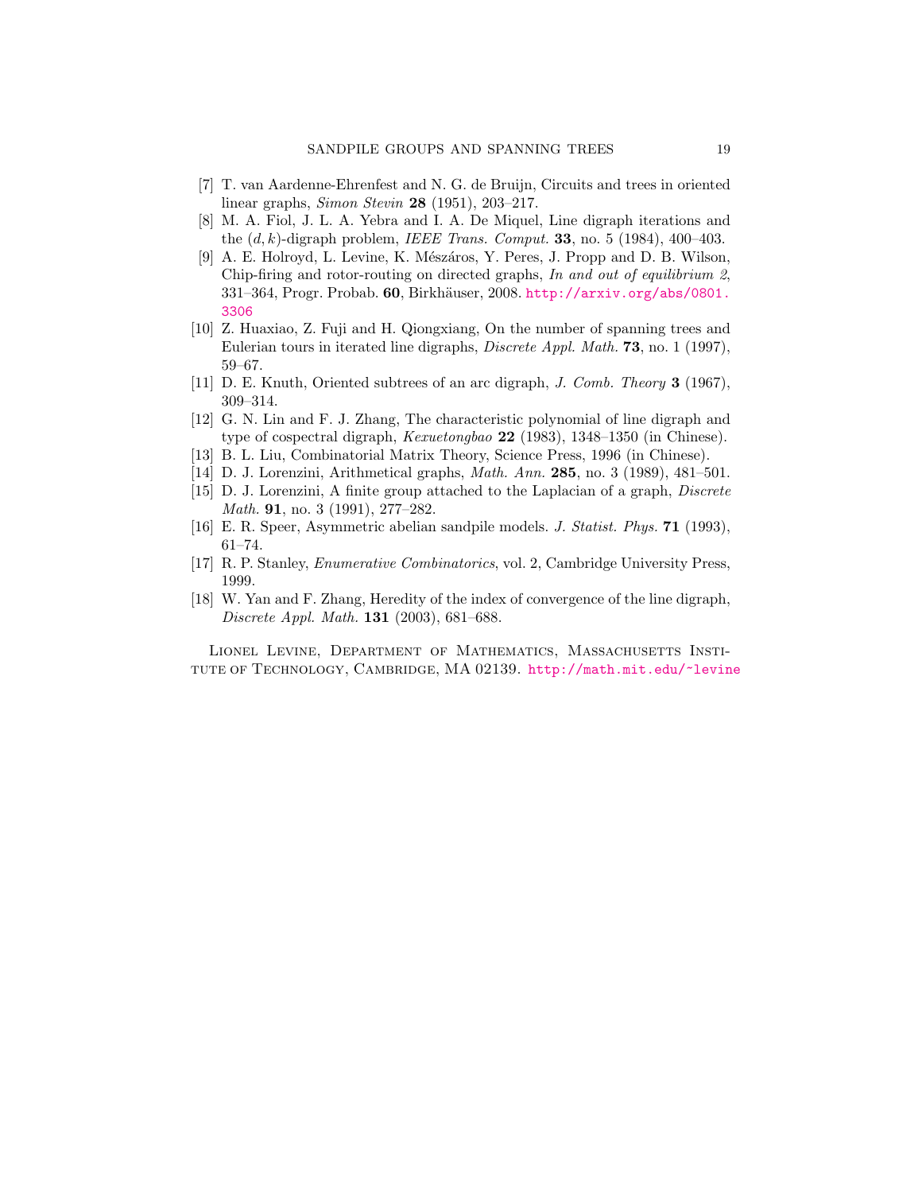[7] T. van Aardenne-Ehrenfest and N. G. de Bruijn, Circuits and trees in oriented linear graphs, *Simon Stevin* **28** (1951), 203–217.

[8] M. A. Fiol, J. L. A. Yebra and I. A. De Miquel, Line digraph iterations and the $(d, k)$-digraph problem, *IEEE Trans. Comput.* **33**, no. 5 (1984), 400–403.

[9] A. E. Holroyd, L. Levine, K. Mészáros, Y. Peres, J. Propp and D. B. Wilson, Chip-firing and rotor-routing on directed graphs, *In and out of equilibrium 2*, 331–364, Progr. Probab. **60**, Birkhäuser, 2008. http://arxiv.org/abs/0801.3306

[10] Z. Huaxiao, Z. Fuji and H. Qiongxiang, On the number of spanning trees and Eulerian tours in iterated line digraphs, *Discrete Appl. Math.* **73**, no. 1 (1997), 59–67.

[11] D. E. Knuth, Oriented subtrees of an arc digraph, *J. Comb. Theory* **3** (1967), 309–314.

[12] G. N. Lin and F. J. Zhang, The characteristic polynomial of line digraph and type of cospectral digraph, *Kexuetongbao* **22** (1983), 1348–1350 (in Chinese).

[13] B. L. Liu, Combinatorial Matrix Theory, Science Press, 1996 (in Chinese).

[14] D. J. Lorenzini, Arithmetical graphs, *Math. Ann.* **285**, no. 3 (1989), 481–501.

[15] D. J. Lorenzini, A finite group attached to the Laplacian of a graph, *Discrete Math.* **91**, no. 3 (1991), 277–282.

[16] E. R. Speer, Asymmetric abelian sandpile models. *J. Statist. Phys.* **71** (1993), 61–74.

[17] R. P. Stanley, *Enumerative Combinatorics*, vol. 2, Cambridge University Press, 1999.

[18] W. Yan and F. Zhang, Heredity of the index of convergence of the line digraph, *Discrete Appl. Math.* **131** (2003), 681–688.

Lionel Levine, Department of Mathematics, Massachusetts Institute of Technology, Cambridge, MA 02139. http://math.mit.edu/~levine